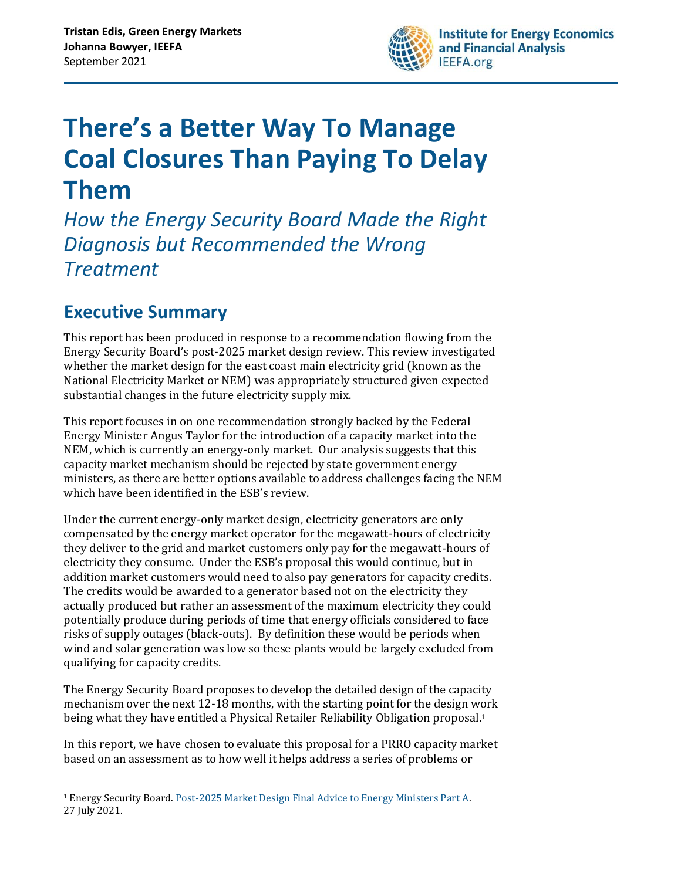**Tristan Edis, Green Energy Markets**
**Johanna Bowyer, IEEFA**
September 2021

# There's a Better Way To Manage Coal Closures Than Paying To Delay Them

*How the Energy Security Board Made the Right Diagnosis but Recommended the Wrong Treatment*

## Executive Summary

This report has been produced in response to a recommendation flowing from the Energy Security Board's post-2025 market design review. This review investigated whether the market design for the east coast main electricity grid (known as the National Electricity Market or NEM) was appropriately structured given expected substantial changes in the future electricity supply mix.

This report focuses in on one recommendation strongly backed by the Federal Energy Minister Angus Taylor for the introduction of a capacity market into the NEM, which is currently an energy-only market. Our analysis suggests that this capacity market mechanism should be rejected by state government energy ministers, as there are better options available to address challenges facing the NEM which have been identified in the ESB's review.

Under the current energy-only market design, electricity generators are only compensated by the energy market operator for the megawatt-hours of electricity they deliver to the grid and market customers only pay for the megawatt-hours of electricity they consume. Under the ESB's proposal this would continue, but in addition market customers would need to also pay generators for capacity credits. The credits would be awarded to a generator based not on the electricity they actually produced but rather an assessment of the maximum electricity they could potentially produce during periods of time that energy officials considered to face risks of supply outages (black-outs). By definition these would be periods when wind and solar generation was low so these plants would be largely excluded from qualifying for capacity credits.

The Energy Security Board proposes to develop the detailed design of the capacity mechanism over the next 12-18 months, with the starting point for the design work being what they have entitled a Physical Retailer Reliability Obligation proposal.[1]

In this report, we have chosen to evaluate this proposal for a PRRO capacity market based on an assessment as to how well it helps address a series of problems or

---

[1] Energy Security Board. Post-2025 Market Design Final Advice to Energy Ministers Part A. 27 July 2021.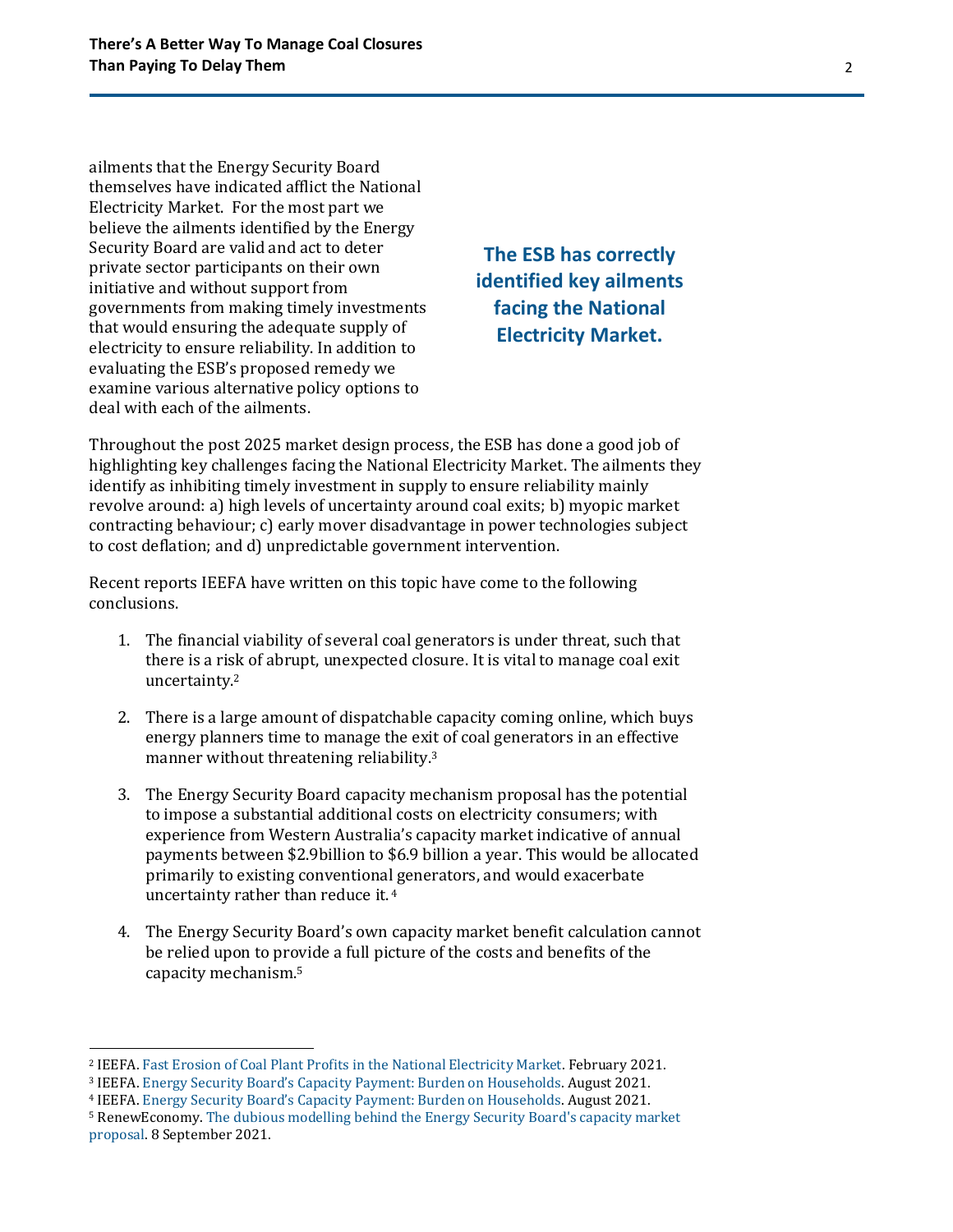ailments that the Energy Security Board themselves have indicated afflict the National Electricity Market. For the most part we believe the ailments identified by the Energy Security Board are valid and act to deter private sector participants on their own initiative and without support from governments from making timely investments that would ensuring the adequate supply of electricity to ensure reliability. In addition to evaluating the ESB's proposed remedy we examine various alternative policy options to deal with each of the ailments.

**The ESB has correctly identified key ailments facing the National Electricity Market.**

Throughout the post 2025 market design process, the ESB has done a good job of highlighting key challenges facing the National Electricity Market. The ailments they identify as inhibiting timely investment in supply to ensure reliability mainly revolve around: a) high levels of uncertainty around coal exits; b) myopic market contracting behaviour; c) early mover disadvantage in power technologies subject to cost deflation; and d) unpredictable government intervention.

Recent reports IEEFA have written on this topic have come to the following conclusions.

1. The financial viability of several coal generators is under threat, such that there is a risk of abrupt, unexpected closure. It is vital to manage coal exit uncertainty.[2]

2. There is a large amount of dispatchable capacity coming online, which buys energy planners time to manage the exit of coal generators in an effective manner without threatening reliability.[3]

3. The Energy Security Board capacity mechanism proposal has the potential to impose a substantial additional costs on electricity consumers; with experience from Western Australia's capacity market indicative of annual payments between $2.9billion to $6.9 billion a year. This would be allocated primarily to existing conventional generators, and would exacerbate uncertainty rather than reduce it.[4]

4. The Energy Security Board's own capacity market benefit calculation cannot be relied upon to provide a full picture of the costs and benefits of the capacity mechanism.[5]

---

[2] IEEFA. Fast Erosion of Coal Plant Profits in the National Electricity Market. February 2021.

[3] IEEFA. Energy Security Board's Capacity Payment: Burden on Households. August 2021.

[4] IEEFA. Energy Security Board's Capacity Payment: Burden on Households. August 2021.

[5] RenewEconomy. The dubious modelling behind the Energy Security Board's capacity market proposal. 8 September 2021.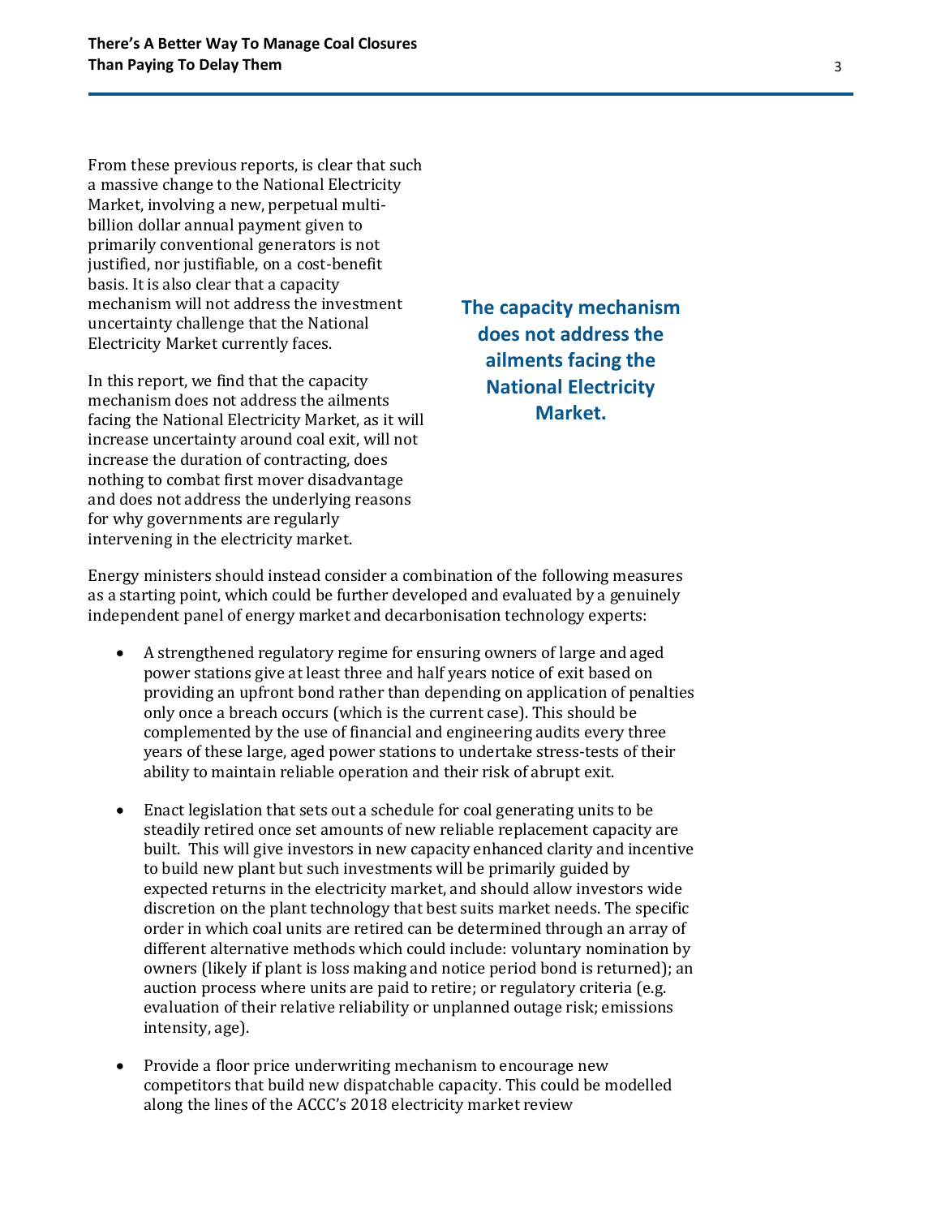From these previous reports, is clear that such a massive change to the National Electricity Market, involving a new, perpetual multi-billion dollar annual payment given to primarily conventional generators is not justified, nor justifiable, on a cost-benefit basis. It is also clear that a capacity mechanism will not address the investment uncertainty challenge that the National Electricity Market currently faces.

In this report, we find that the capacity mechanism does not address the ailments facing the National Electricity Market, as it will increase uncertainty around coal exit, will not increase the duration of contracting, does nothing to combat first mover disadvantage and does not address the underlying reasons for why governments are regularly intervening in the electricity market.

**The capacity mechanism does not address the ailments facing the National Electricity Market.**

Energy ministers should instead consider a combination of the following measures as a starting point, which could be further developed and evaluated by a genuinely independent panel of energy market and decarbonisation technology experts:

- A strengthened regulatory regime for ensuring owners of large and aged power stations give at least three and half years notice of exit based on providing an upfront bond rather than depending on application of penalties only once a breach occurs (which is the current case). This should be complemented by the use of financial and engineering audits every three years of these large, aged power stations to undertake stress-tests of their ability to maintain reliable operation and their risk of abrupt exit.

- Enact legislation that sets out a schedule for coal generating units to be steadily retired once set amounts of new reliable replacement capacity are built. This will give investors in new capacity enhanced clarity and incentive to build new plant but such investments will be primarily guided by expected returns in the electricity market, and should allow investors wide discretion on the plant technology that best suits market needs. The specific order in which coal units are retired can be determined through an array of different alternative methods which could include: voluntary nomination by owners (likely if plant is loss making and notice period bond is returned); an auction process where units are paid to retire; or regulatory criteria (e.g. evaluation of their relative reliability or unplanned outage risk; emissions intensity, age).

- Provide a floor price underwriting mechanism to encourage new competitors that build new dispatchable capacity. This could be modelled along the lines of the ACCC's 2018 electricity market review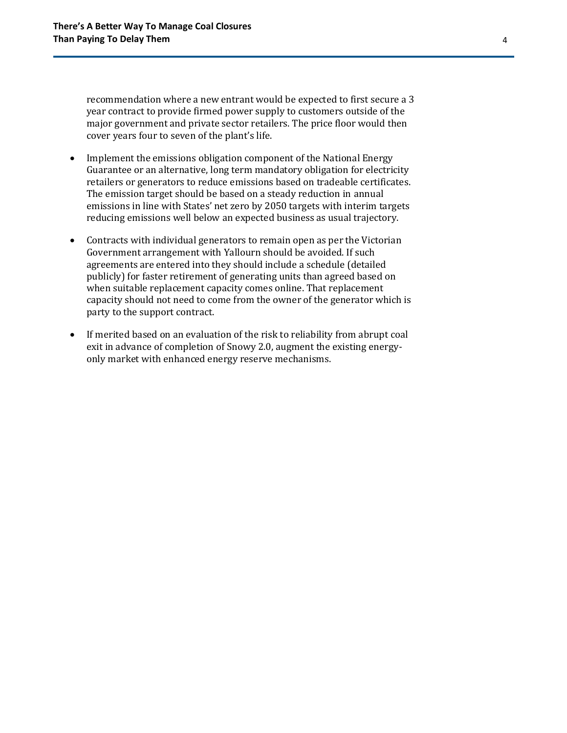recommendation where a new entrant would be expected to first secure a 3 year contract to provide firmed power supply to customers outside of the major government and private sector retailers. The price floor would then cover years four to seven of the plant's life.

- Implement the emissions obligation component of the National Energy Guarantee or an alternative, long term mandatory obligation for electricity retailers or generators to reduce emissions based on tradeable certificates. The emission target should be based on a steady reduction in annual emissions in line with States' net zero by 2050 targets with interim targets reducing emissions well below an expected business as usual trajectory.

- Contracts with individual generators to remain open as per the Victorian Government arrangement with Yallourn should be avoided. If such agreements are entered into they should include a schedule (detailed publicly) for faster retirement of generating units than agreed based on when suitable replacement capacity comes online. That replacement capacity should not need to come from the owner of the generator which is party to the support contract.

- If merited based on an evaluation of the risk to reliability from abrupt coal exit in advance of completion of Snowy 2.0, augment the existing energy-only market with enhanced energy reserve mechanisms.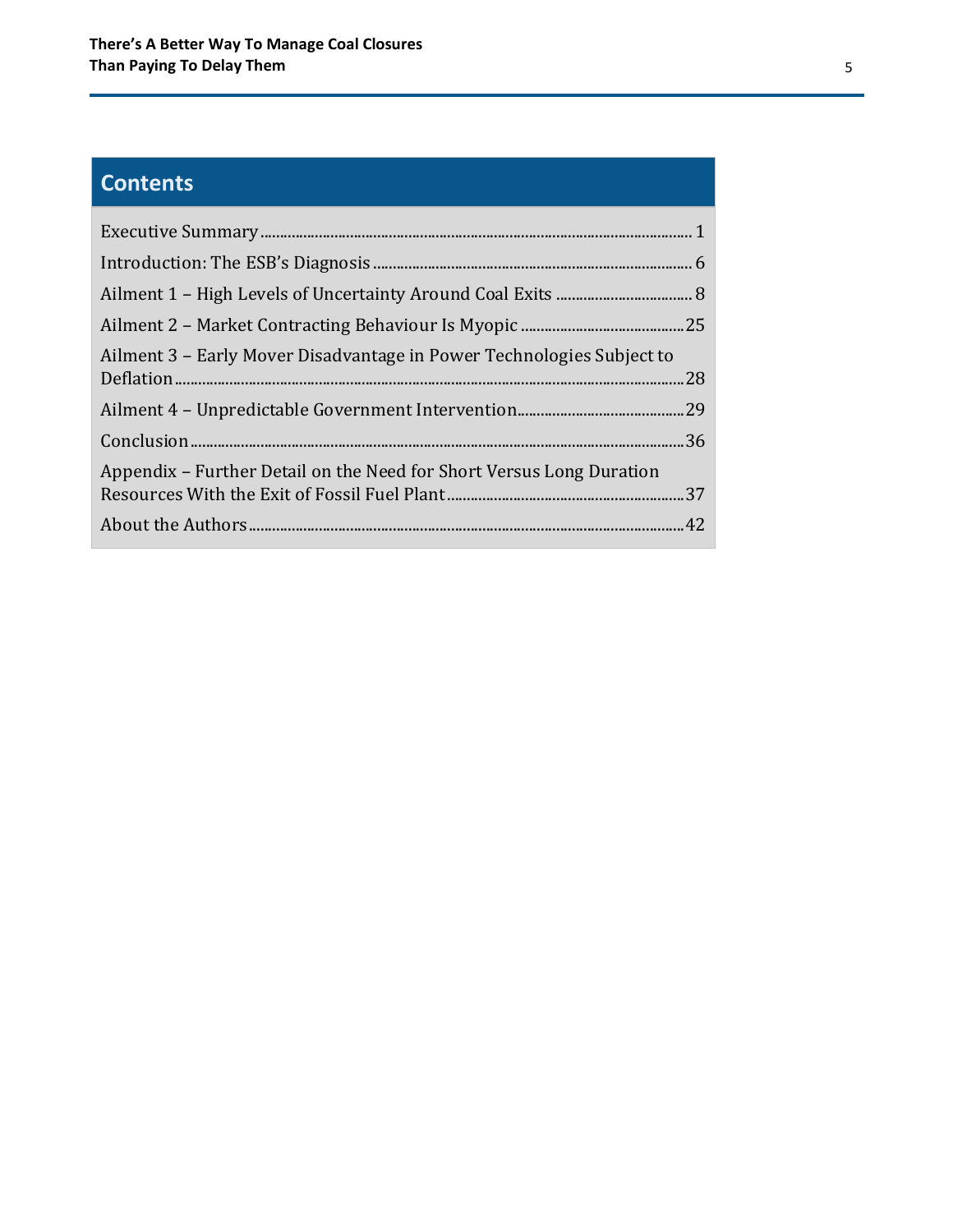## Contents

| | |
|---|---|
| Executive Summary | 1 |
| Introduction: The ESB's Diagnosis | 6 |
| Ailment 1 – High Levels of Uncertainty Around Coal Exits | 8 |
| Ailment 2 – Market Contracting Behaviour Is Myopic | 25 |
| Ailment 3 – Early Mover Disadvantage in Power Technologies Subject to Deflation | 28 |
| Ailment 4 – Unpredictable Government Intervention | 29 |
| Conclusion | 36 |
| Appendix – Further Detail on the Need for Short Versus Long Duration Resources With the Exit of Fossil Fuel Plant | 37 |
| About the Authors | 42 |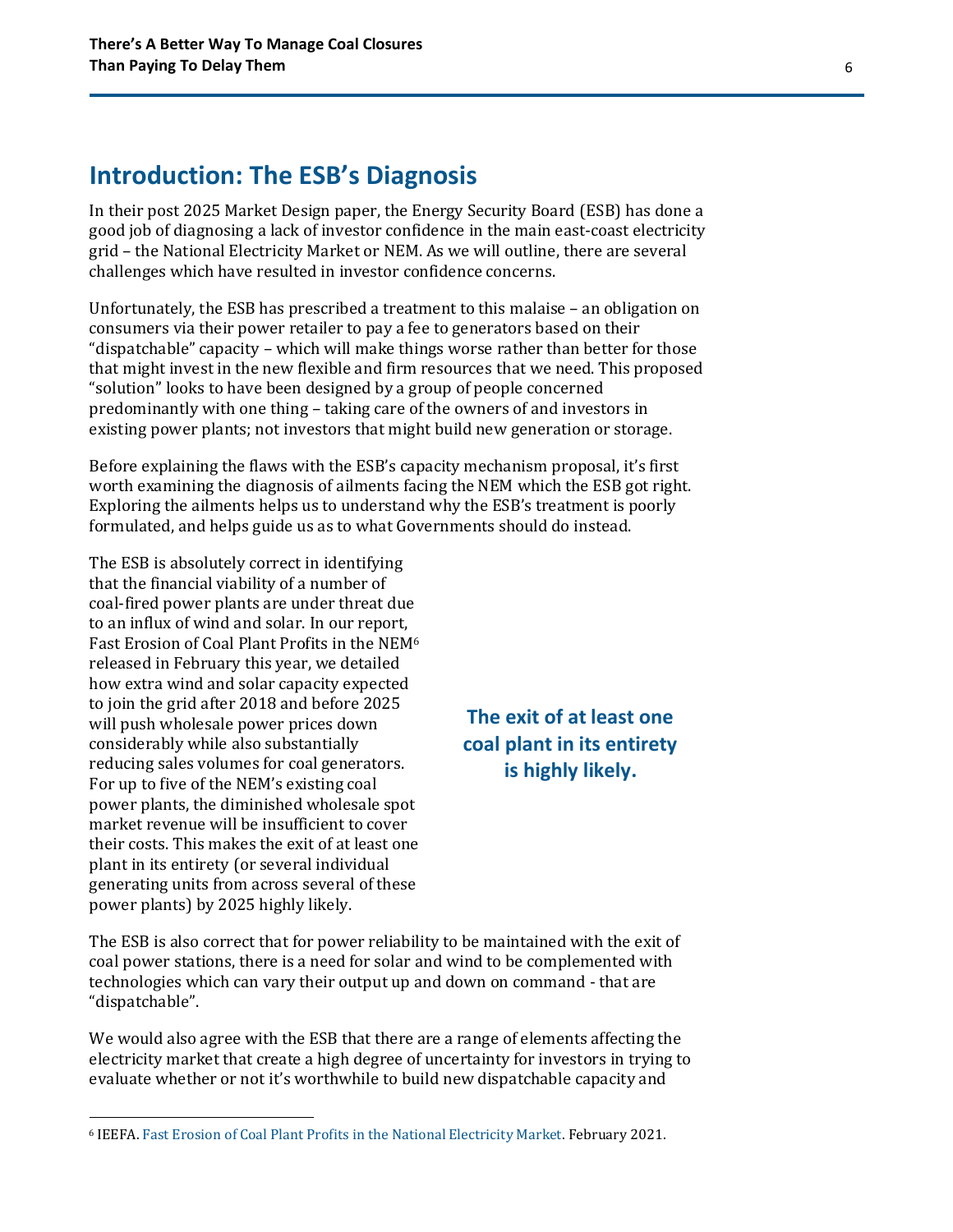## Introduction: The ESB's Diagnosis

In their post 2025 Market Design paper, the Energy Security Board (ESB) has done a good job of diagnosing a lack of investor confidence in the main east-coast electricity grid – the National Electricity Market or NEM. As we will outline, there are several challenges which have resulted in investor confidence concerns.

Unfortunately, the ESB has prescribed a treatment to this malaise – an obligation on consumers via their power retailer to pay a fee to generators based on their "dispatchable" capacity – which will make things worse rather than better for those that might invest in the new flexible and firm resources that we need. This proposed "solution" looks to have been designed by a group of people concerned predominantly with one thing – taking care of the owners of and investors in existing power plants; not investors that might build new generation or storage.

Before explaining the flaws with the ESB's capacity mechanism proposal, it's first worth examining the diagnosis of ailments facing the NEM which the ESB got right. Exploring the ailments helps us to understand why the ESB's treatment is poorly formulated, and helps guide us as to what Governments should do instead.

The ESB is absolutely correct in identifying that the financial viability of a number of coal-fired power plants are under threat due to an influx of wind and solar. In our report, Fast Erosion of Coal Plant Profits in the NEM[6] released in February this year, we detailed how extra wind and solar capacity expected to join the grid after 2018 and before 2025 will push wholesale power prices down considerably while also substantially reducing sales volumes for coal generators. For up to five of the NEM's existing coal power plants, the diminished wholesale spot market revenue will be insufficient to cover their costs. This makes the exit of at least one plant in its entirety (or several individual generating units from across several of these power plants) by 2025 highly likely.

**The exit of at least one coal plant in its entirety is highly likely.**

The ESB is also correct that for power reliability to be maintained with the exit of coal power stations, there is a need for solar and wind to be complemented with technologies which can vary their output up and down on command - that are "dispatchable".

We would also agree with the ESB that there are a range of elements affecting the electricity market that create a high degree of uncertainty for investors in trying to evaluate whether or not it's worthwhile to build new dispatchable capacity and

[6] IEEFA. Fast Erosion of Coal Plant Profits in the National Electricity Market. February 2021.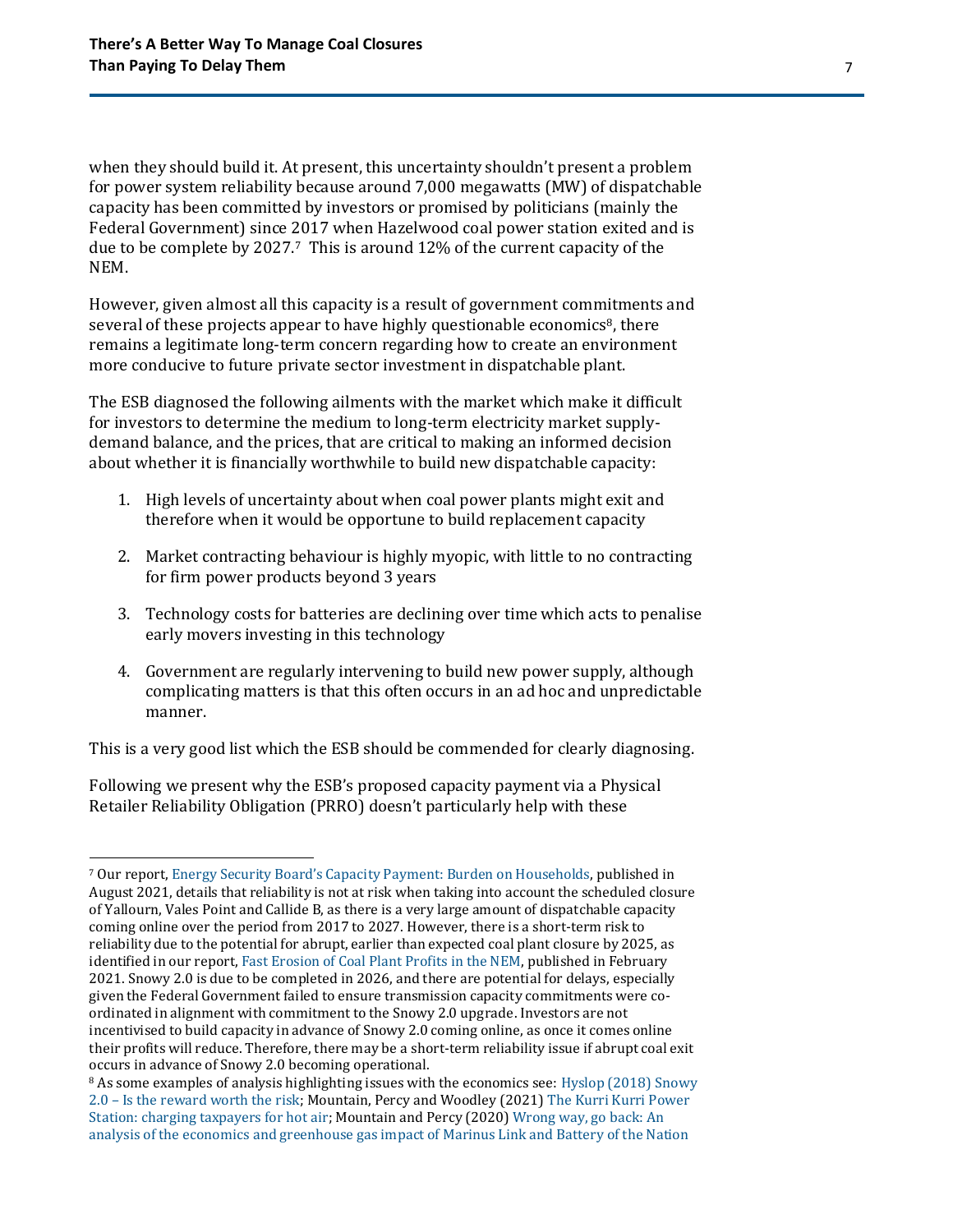when they should build it. At present, this uncertainty shouldn't present a problem for power system reliability because around 7,000 megawatts (MW) of dispatchable capacity has been committed by investors or promised by politicians (mainly the Federal Government) since 2017 when Hazelwood coal power station exited and is due to be complete by 2027.[7] This is around 12% of the current capacity of the NEM.

However, given almost all this capacity is a result of government commitments and several of these projects appear to have highly questionable economics[8], there remains a legitimate long-term concern regarding how to create an environment more conducive to future private sector investment in dispatchable plant.

The ESB diagnosed the following ailments with the market which make it difficult for investors to determine the medium to long-term electricity market supply-demand balance, and the prices, that are critical to making an informed decision about whether it is financially worthwhile to build new dispatchable capacity:

1. High levels of uncertainty about when coal power plants might exit and therefore when it would be opportune to build replacement capacity
2. Market contracting behaviour is highly myopic, with little to no contracting for firm power products beyond 3 years
3. Technology costs for batteries are declining over time which acts to penalise early movers investing in this technology
4. Government are regularly intervening to build new power supply, although complicating matters is that this often occurs in an ad hoc and unpredictable manner.

This is a very good list which the ESB should be commended for clearly diagnosing.

Following we present why the ESB's proposed capacity payment via a Physical Retailer Reliability Obligation (PRRO) doesn't particularly help with these

---

[7] Our report, Energy Security Board's Capacity Payment: Burden on Households, published in August 2021, details that reliability is not at risk when taking into account the scheduled closure of Yallourn, Vales Point and Callide B, as there is a very large amount of dispatchable capacity coming online over the period from 2017 to 2027. However, there is a short-term risk to reliability due to the potential for abrupt, earlier than expected coal plant closure by 2025, as identified in our report, Fast Erosion of Coal Plant Profits in the NEM, published in February 2021. Snowy 2.0 is due to be completed in 2026, and there are potential for delays, especially given the Federal Government failed to ensure transmission capacity commitments were co-ordinated in alignment with commitment to the Snowy 2.0 upgrade. Investors are not incentivised to build capacity in advance of Snowy 2.0 coming online, as once it comes online their profits will reduce. Therefore, there may be a short-term reliability issue if abrupt coal exit occurs in advance of Snowy 2.0 becoming operational.

[8] As some examples of analysis highlighting issues with the economics see: Hyslop (2018) Snowy 2.0 – Is the reward worth the risk; Mountain, Percy and Woodley (2021) The Kurri Kurri Power Station: charging taxpayers for hot air; Mountain and Percy (2020) Wrong way, go back: An analysis of the economics and greenhouse gas impact of Marinus Link and Battery of the Nation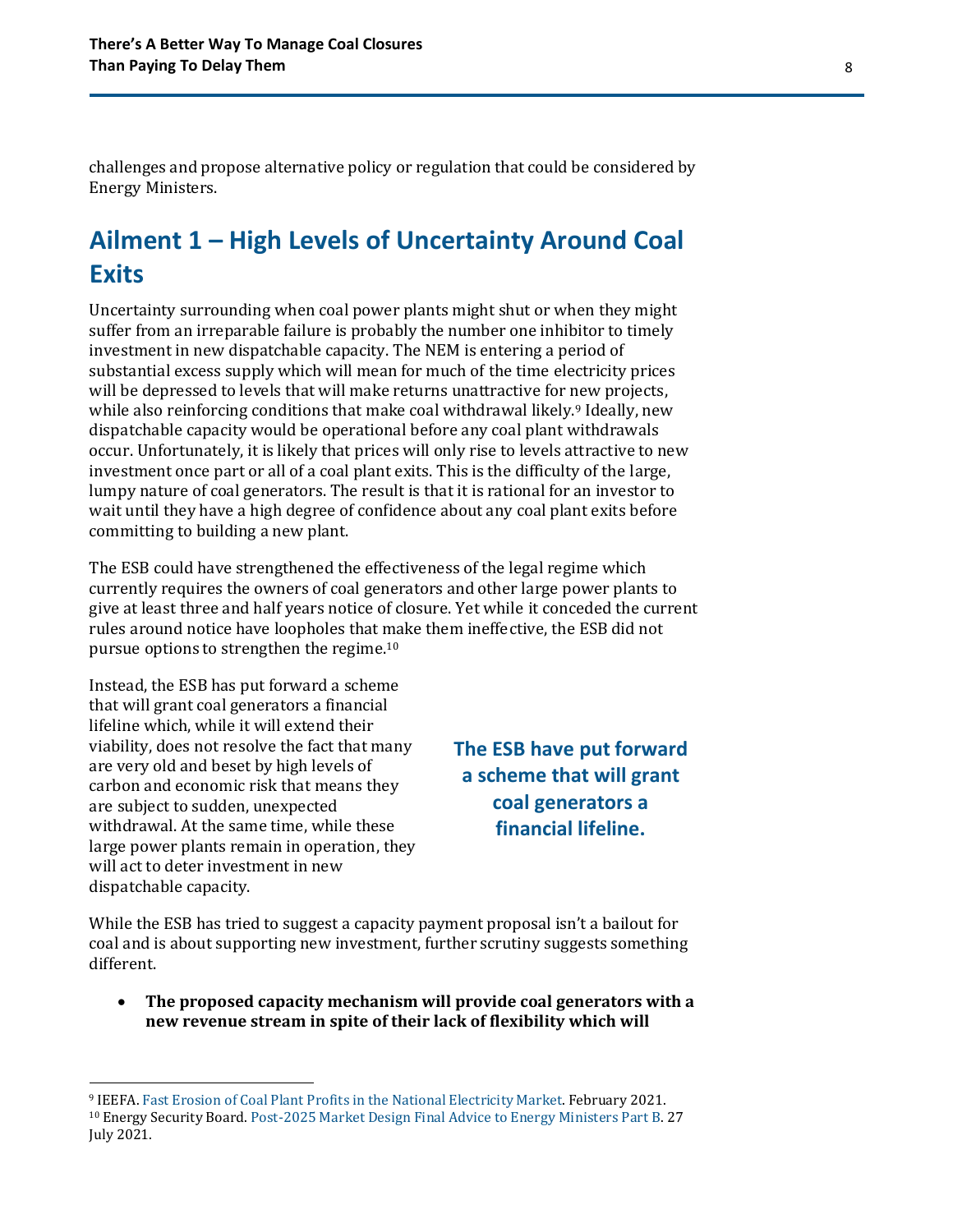challenges and propose alternative policy or regulation that could be considered by Energy Ministers.

## Ailment 1 – High Levels of Uncertainty Around Coal Exits

Uncertainty surrounding when coal power plants might shut or when they might suffer from an irreparable failure is probably the number one inhibitor to timely investment in new dispatchable capacity. The NEM is entering a period of substantial excess supply which will mean for much of the time electricity prices will be depressed to levels that will make returns unattractive for new projects, while also reinforcing conditions that make coal withdrawal likely.[9] Ideally, new dispatchable capacity would be operational before any coal plant withdrawals occur. Unfortunately, it is likely that prices will only rise to levels attractive to new investment once part or all of a coal plant exits. This is the difficulty of the large, lumpy nature of coal generators. The result is that it is rational for an investor to wait until they have a high degree of confidence about any coal plant exits before committing to building a new plant.

The ESB could have strengthened the effectiveness of the legal regime which currently requires the owners of coal generators and other large power plants to give at least three and half years notice of closure. Yet while it conceded the current rules around notice have loopholes that make them ineffective, the ESB did not pursue options to strengthen the regime.[10]

Instead, the ESB has put forward a scheme that will grant coal generators a financial lifeline which, while it will extend their viability, does not resolve the fact that many are very old and beset by high levels of carbon and economic risk that means they are subject to sudden, unexpected withdrawal. At the same time, while these large power plants remain in operation, they will act to deter investment in new dispatchable capacity.

**The ESB have put forward a scheme that will grant coal generators a financial lifeline.**

While the ESB has tried to suggest a capacity payment proposal isn't a bailout for coal and is about supporting new investment, further scrutiny suggests something different.

- **The proposed capacity mechanism will provide coal generators with a new revenue stream in spite of their lack of flexibility which will**

[9] IEEFA. Fast Erosion of Coal Plant Profits in the National Electricity Market. February 2021.
[10] Energy Security Board. Post-2025 Market Design Final Advice to Energy Ministers Part B. 27 July 2021.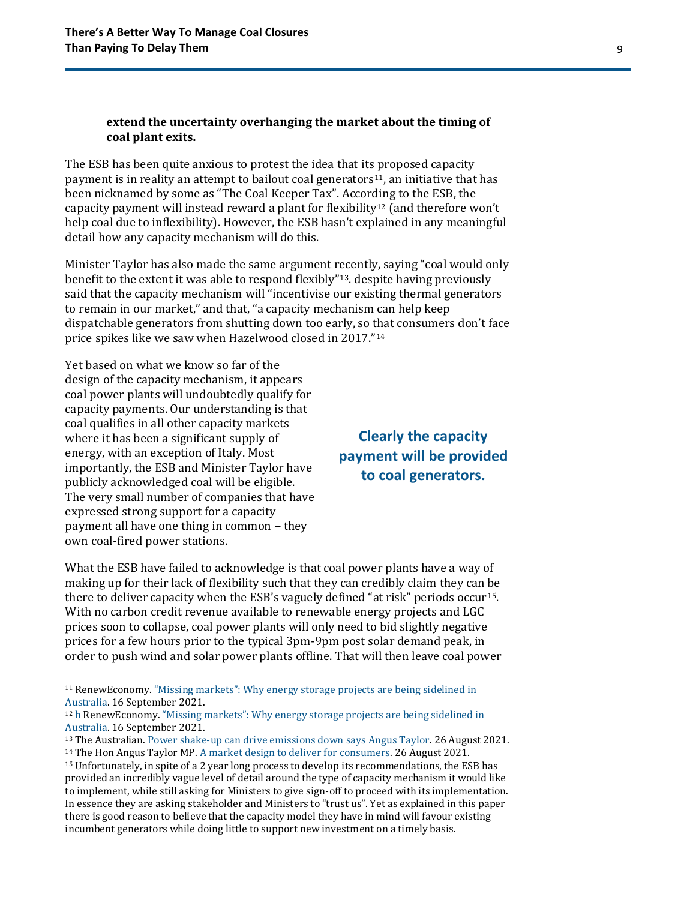**extend the uncertainty overhanging the market about the timing of coal plant exits.**

The ESB has been quite anxious to protest the idea that its proposed capacity payment is in reality an attempt to bailout coal generators[11], an initiative that has been nicknamed by some as "The Coal Keeper Tax". According to the ESB, the capacity payment will instead reward a plant for flexibility[12] (and therefore won't help coal due to inflexibility). However, the ESB hasn't explained in any meaningful detail how any capacity mechanism will do this.

Minister Taylor has also made the same argument recently, saying "coal would only benefit to the extent it was able to respond flexibly"[13]. despite having previously said that the capacity mechanism will "incentivise our existing thermal generators to remain in our market," and that, "a capacity mechanism can help keep dispatchable generators from shutting down too early, so that consumers don't face price spikes like we saw when Hazelwood closed in 2017."[14]

Yet based on what we know so far of the design of the capacity mechanism, it appears coal power plants will undoubtedly qualify for capacity payments. Our understanding is that coal qualifies in all other capacity markets where it has been a significant supply of energy, with an exception of Italy. Most importantly, the ESB and Minister Taylor have publicly acknowledged coal will be eligible. The very small number of companies that have expressed strong support for a capacity payment all have one thing in common – they own coal-fired power stations.

**Clearly the capacity payment will be provided to coal generators.**

What the ESB have failed to acknowledge is that coal power plants have a way of making up for their lack of flexibility such that they can credibly claim they can be there to deliver capacity when the ESB's vaguely defined "at risk" periods occur[15]. With no carbon credit revenue available to renewable energy projects and LGC prices soon to collapse, coal power plants will only need to bid slightly negative prices for a few hours prior to the typical 3pm-9pm post solar demand peak, in order to push wind and solar power plants offline. That will then leave coal power

---

[11] RenewEconomy. "Missing markets": Why energy storage projects are being sidelined in Australia. 16 September 2021.

[12] h RenewEconomy. "Missing markets": Why energy storage projects are being sidelined in Australia. 16 September 2021.

[13] The Australian. Power shake-up can drive emissions down says Angus Taylor. 26 August 2021.

[14] The Hon Angus Taylor MP. A market design to deliver for consumers. 26 August 2021.

[15] Unfortunately, in spite of a 2 year long process to develop its recommendations, the ESB has provided an incredibly vague level of detail around the type of capacity mechanism it would like to implement, while still asking for Ministers to give sign-off to proceed with its implementation. In essence they are asking stakeholder and Ministers to "trust us". Yet as explained in this paper there is good reason to believe that the capacity model they have in mind will favour existing incumbent generators while doing little to support new investment on a timely basis.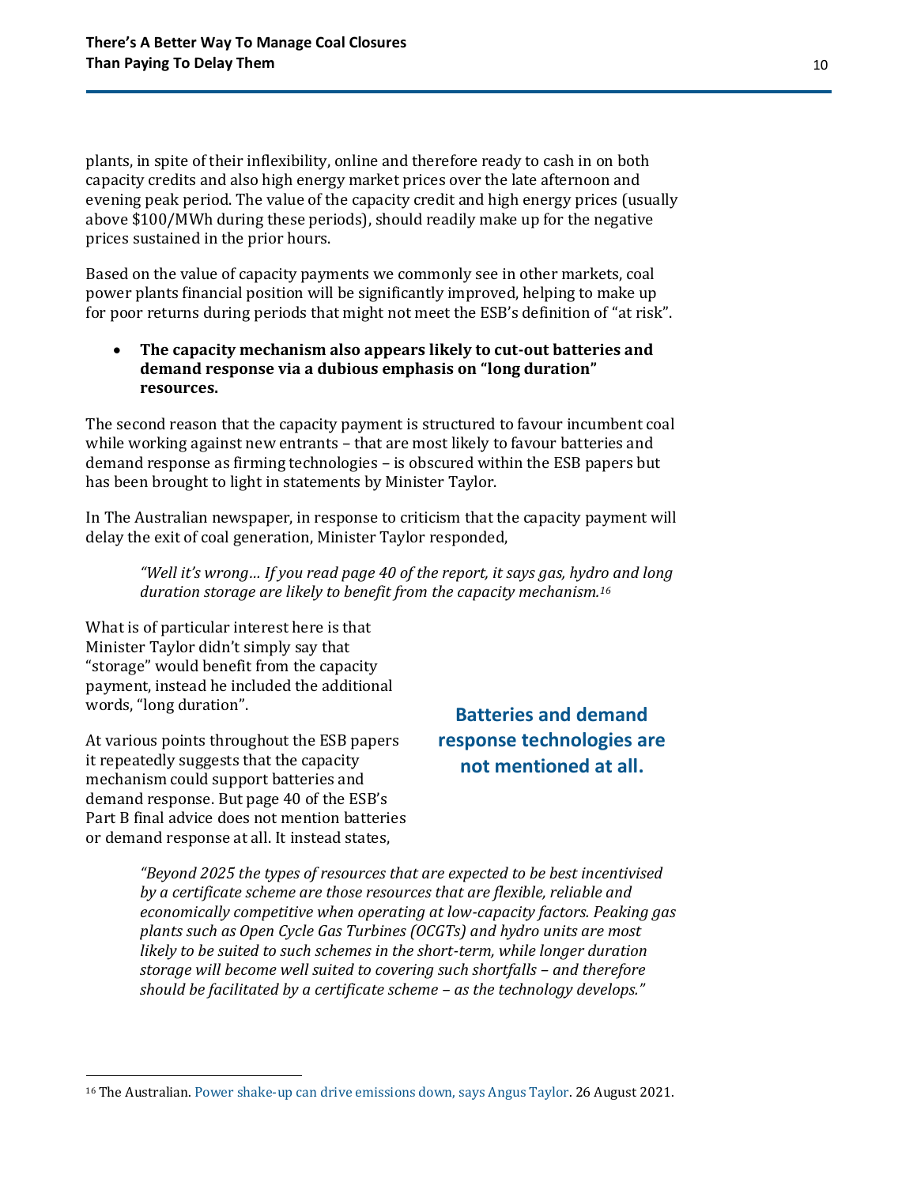plants, in spite of their inflexibility, online and therefore ready to cash in on both capacity credits and also high energy market prices over the late afternoon and evening peak period. The value of the capacity credit and high energy prices (usually above $100/MWh during these periods), should readily make up for the negative prices sustained in the prior hours.

Based on the value of capacity payments we commonly see in other markets, coal power plants financial position will be significantly improved, helping to make up for poor returns during periods that might not meet the ESB's definition of "at risk".

- **The capacity mechanism also appears likely to cut-out batteries and demand response via a dubious emphasis on "long duration" resources.**

The second reason that the capacity payment is structured to favour incumbent coal while working against new entrants – that are most likely to favour batteries and demand response as firming technologies – is obscured within the ESB papers but has been brought to light in statements by Minister Taylor.

In The Australian newspaper, in response to criticism that the capacity payment will delay the exit of coal generation, Minister Taylor responded,

> *"Well it's wrong… If you read page 40 of the report, it says gas, hydro and long duration storage are likely to benefit from the capacity mechanism.*[16]

What is of particular interest here is that Minister Taylor didn't simply say that "storage" would benefit from the capacity payment, instead he included the additional words, "long duration".

**Batteries and demand response technologies are not mentioned at all.**

At various points throughout the ESB papers it repeatedly suggests that the capacity mechanism could support batteries and demand response. But page 40 of the ESB's Part B final advice does not mention batteries or demand response at all. It instead states,

> *"Beyond 2025 the types of resources that are expected to be best incentivised by a certificate scheme are those resources that are flexible, reliable and economically competitive when operating at low-capacity factors. Peaking gas plants such as Open Cycle Gas Turbines (OCGTs) and hydro units are most likely to be suited to such schemes in the short-term, while longer duration storage will become well suited to covering such shortfalls – and therefore should be facilitated by a certificate scheme – as the technology develops."*

[16] The Australian. Power shake-up can drive emissions down, says Angus Taylor. 26 August 2021.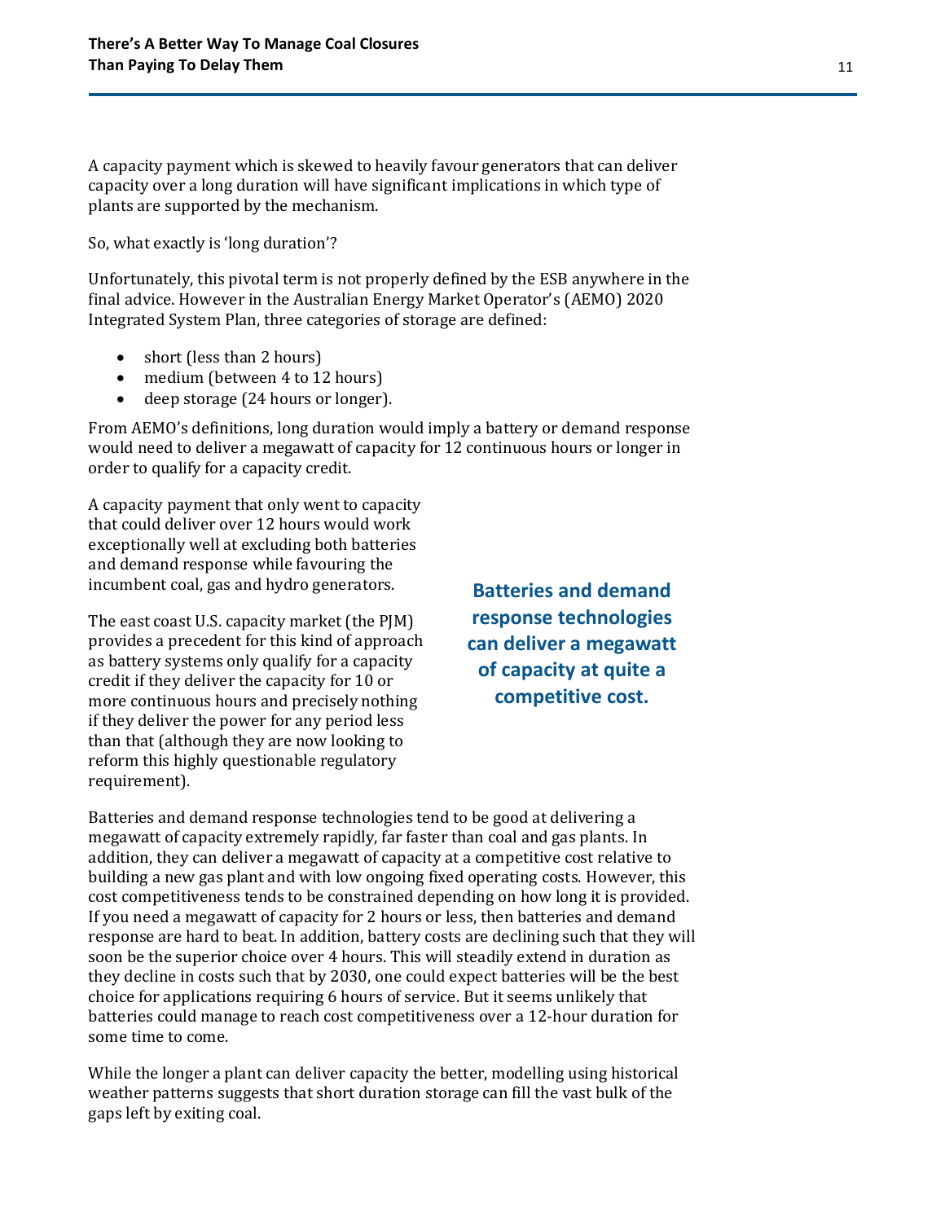A capacity payment which is skewed to heavily favour generators that can deliver capacity over a long duration will have significant implications in which type of plants are supported by the mechanism.

So, what exactly is 'long duration'?

Unfortunately, this pivotal term is not properly defined by the ESB anywhere in the final advice. However in the Australian Energy Market Operator's (AEMO) 2020 Integrated System Plan, three categories of storage are defined:

- short (less than 2 hours)
- medium (between 4 to 12 hours)
- deep storage (24 hours or longer).

From AEMO's definitions, long duration would imply a battery or demand response would need to deliver a megawatt of capacity for 12 continuous hours or longer in order to qualify for a capacity credit.

A capacity payment that only went to capacity that could deliver over 12 hours would work exceptionally well at excluding both batteries and demand response while favouring the incumbent coal, gas and hydro generators.

**Batteries and demand response technologies can deliver a megawatt of capacity at quite a competitive cost.**

The east coast U.S. capacity market (the PJM) provides a precedent for this kind of approach as battery systems only qualify for a capacity credit if they deliver the capacity for 10 or more continuous hours and precisely nothing if they deliver the power for any period less than that (although they are now looking to reform this highly questionable regulatory requirement).

Batteries and demand response technologies tend to be good at delivering a megawatt of capacity extremely rapidly, far faster than coal and gas plants. In addition, they can deliver a megawatt of capacity at a competitive cost relative to building a new gas plant and with low ongoing fixed operating costs. However, this cost competitiveness tends to be constrained depending on how long it is provided. If you need a megawatt of capacity for 2 hours or less, then batteries and demand response are hard to beat. In addition, battery costs are declining such that they will soon be the superior choice over 4 hours. This will steadily extend in duration as they decline in costs such that by 2030, one could expect batteries will be the best choice for applications requiring 6 hours of service. But it seems unlikely that batteries could manage to reach cost competitiveness over a 12-hour duration for some time to come.

While the longer a plant can deliver capacity the better, modelling using historical weather patterns suggests that short duration storage can fill the vast bulk of the gaps left by exiting coal.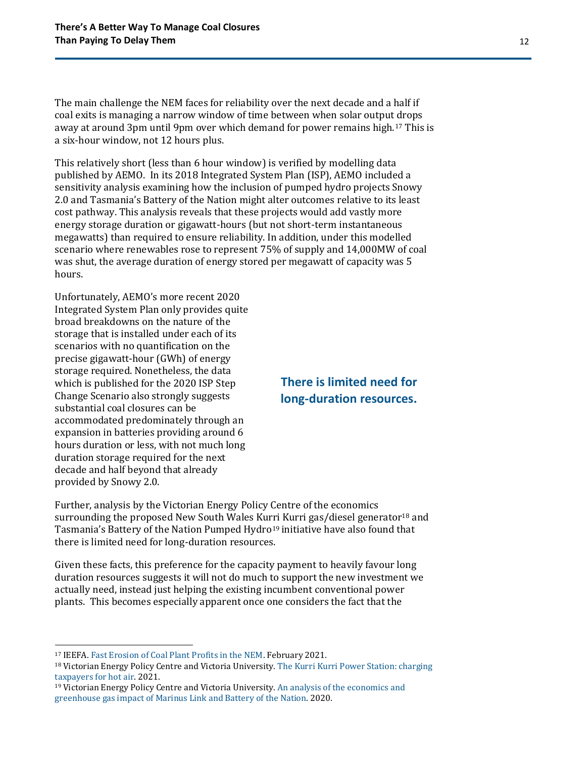The main challenge the NEM faces for reliability over the next decade and a half if coal exits is managing a narrow window of time between when solar output drops away at around 3pm until 9pm over which demand for power remains high.[17] This is a six-hour window, not 12 hours plus.

This relatively short (less than 6 hour window) is verified by modelling data published by AEMO. In its 2018 Integrated System Plan (ISP), AEMO included a sensitivity analysis examining how the inclusion of pumped hydro projects Snowy 2.0 and Tasmania's Battery of the Nation might alter outcomes relative to its least cost pathway. This analysis reveals that these projects would add vastly more energy storage duration or gigawatt-hours (but not short-term instantaneous megawatts) than required to ensure reliability. In addition, under this modelled scenario where renewables rose to represent 75% of supply and 14,000MW of coal was shut, the average duration of energy stored per megawatt of capacity was 5 hours.

Unfortunately, AEMO's more recent 2020 Integrated System Plan only provides quite broad breakdowns on the nature of the storage that is installed under each of its scenarios with no quantification on the precise gigawatt-hour (GWh) of energy storage required. Nonetheless, the data which is published for the 2020 ISP Step Change Scenario also strongly suggests substantial coal closures can be accommodated predominately through an expansion in batteries providing around 6 hours duration or less, with not much long duration storage required for the next decade and half beyond that already provided by Snowy 2.0.

**There is limited need for long-duration resources.**

Further, analysis by the Victorian Energy Policy Centre of the economics surrounding the proposed New South Wales Kurri Kurri gas/diesel generator[18] and Tasmania's Battery of the Nation Pumped Hydro[19] initiative have also found that there is limited need for long-duration resources.

Given these facts, this preference for the capacity payment to heavily favour long duration resources suggests it will not do much to support the new investment we actually need, instead just helping the existing incumbent conventional power plants. This becomes especially apparent once one considers the fact that the

---

[17] IEEFA. Fast Erosion of Coal Plant Profits in the NEM. February 2021.

[18] Victorian Energy Policy Centre and Victoria University. The Kurri Kurri Power Station: charging taxpayers for hot air. 2021.

[19] Victorian Energy Policy Centre and Victoria University. An analysis of the economics and greenhouse gas impact of Marinus Link and Battery of the Nation. 2020.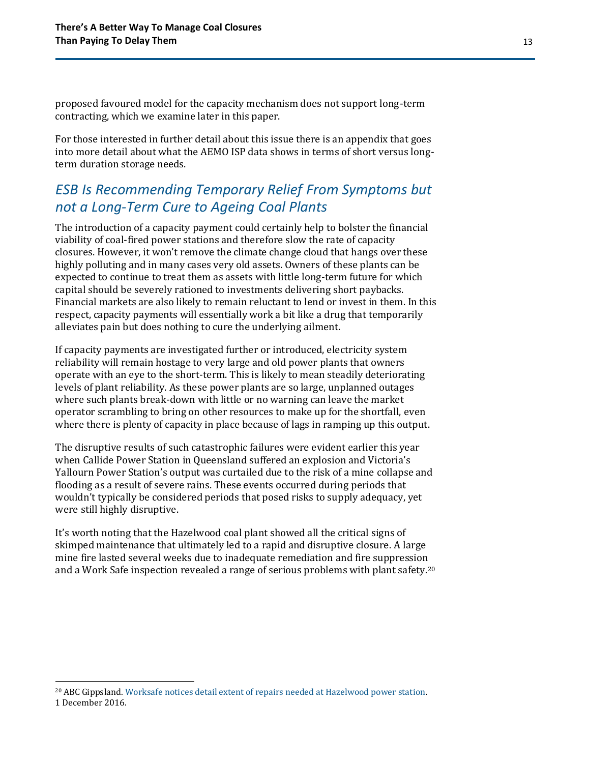proposed favoured model for the capacity mechanism does not support long-term contracting, which we examine later in this paper.

For those interested in further detail about this issue there is an appendix that goes into more detail about what the AEMO ISP data shows in terms of short versus long-term duration storage needs.

## *ESB Is Recommending Temporary Relief From Symptoms but not a Long-Term Cure to Ageing Coal Plants*

The introduction of a capacity payment could certainly help to bolster the financial viability of coal-fired power stations and therefore slow the rate of capacity closures. However, it won't remove the climate change cloud that hangs over these highly polluting and in many cases very old assets. Owners of these plants can be expected to continue to treat them as assets with little long-term future for which capital should be severely rationed to investments delivering short paybacks. Financial markets are also likely to remain reluctant to lend or invest in them. In this respect, capacity payments will essentially work a bit like a drug that temporarily alleviates pain but does nothing to cure the underlying ailment.

If capacity payments are investigated further or introduced, electricity system reliability will remain hostage to very large and old power plants that owners operate with an eye to the short-term. This is likely to mean steadily deteriorating levels of plant reliability. As these power plants are so large, unplanned outages where such plants break-down with little or no warning can leave the market operator scrambling to bring on other resources to make up for the shortfall, even where there is plenty of capacity in place because of lags in ramping up this output.

The disruptive results of such catastrophic failures were evident earlier this year when Callide Power Station in Queensland suffered an explosion and Victoria's Yallourn Power Station's output was curtailed due to the risk of a mine collapse and flooding as a result of severe rains. These events occurred during periods that wouldn't typically be considered periods that posed risks to supply adequacy, yet were still highly disruptive.

It's worth noting that the Hazelwood coal plant showed all the critical signs of skimped maintenance that ultimately led to a rapid and disruptive closure. A large mine fire lasted several weeks due to inadequate remediation and fire suppression and a Work Safe inspection revealed a range of serious problems with plant safety.[20]

[20] ABC Gippsland. Worksafe notices detail extent of repairs needed at Hazelwood power station. 1 December 2016.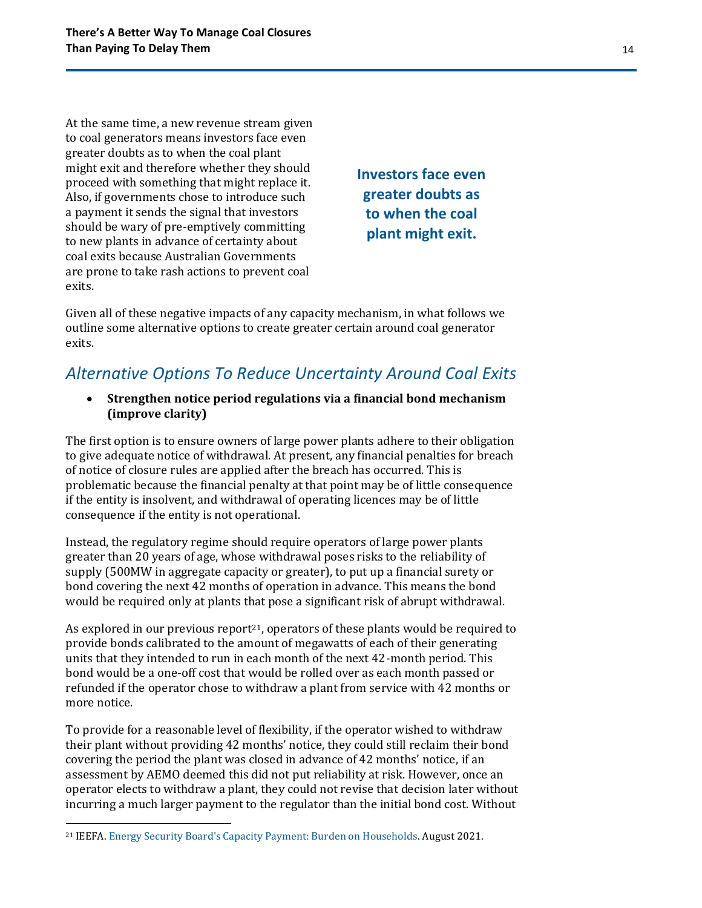At the same time, a new revenue stream given to coal generators means investors face even greater doubts as to when the coal plant might exit and therefore whether they should proceed with something that might replace it. Also, if governments chose to introduce such a payment it sends the signal that investors should be wary of pre-emptively committing to new plants in advance of certainty about coal exits because Australian Governments are prone to take rash actions to prevent coal exits.

**Investors face even greater doubts as to when the coal plant might exit.**

Given all of these negative impacts of any capacity mechanism, in what follows we outline some alternative options to create greater certain around coal generator exits.

## *Alternative Options To Reduce Uncertainty Around Coal Exits*

- **Strengthen notice period regulations via a financial bond mechanism (improve clarity)**

The first option is to ensure owners of large power plants adhere to their obligation to give adequate notice of withdrawal. At present, any financial penalties for breach of notice of closure rules are applied after the breach has occurred. This is problematic because the financial penalty at that point may be of little consequence if the entity is insolvent, and withdrawal of operating licences may be of little consequence if the entity is not operational.

Instead, the regulatory regime should require operators of large power plants greater than 20 years of age, whose withdrawal poses risks to the reliability of supply (500MW in aggregate capacity or greater), to put up a financial surety or bond covering the next 42 months of operation in advance. This means the bond would be required only at plants that pose a significant risk of abrupt withdrawal.

As explored in our previous report[21], operators of these plants would be required to provide bonds calibrated to the amount of megawatts of each of their generating units that they intended to run in each month of the next 42-month period. This bond would be a one-off cost that would be rolled over as each month passed or refunded if the operator chose to withdraw a plant from service with 42 months or more notice.

To provide for a reasonable level of flexibility, if the operator wished to withdraw their plant without providing 42 months' notice, they could still reclaim their bond covering the period the plant was closed in advance of 42 months' notice, if an assessment by AEMO deemed this did not put reliability at risk. However, once an operator elects to withdraw a plant, they could not revise that decision later without incurring a much larger payment to the regulator than the initial bond cost. Without

---

[21] IEEFA. Energy Security Board's Capacity Payment: Burden on Households. August 2021.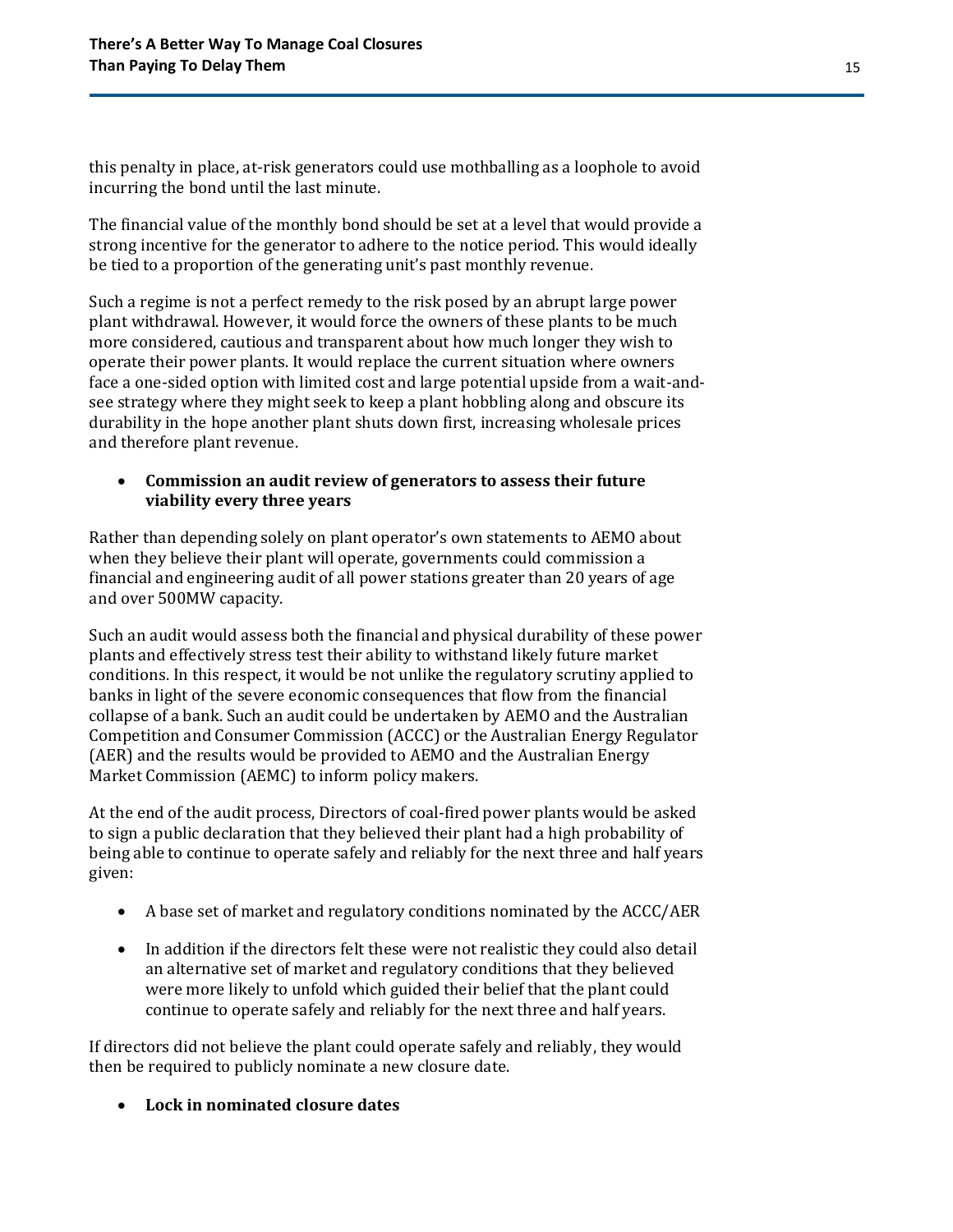this penalty in place, at-risk generators could use mothballing as a loophole to avoid incurring the bond until the last minute.

The financial value of the monthly bond should be set at a level that would provide a strong incentive for the generator to adhere to the notice period. This would ideally be tied to a proportion of the generating unit's past monthly revenue.

Such a regime is not a perfect remedy to the risk posed by an abrupt large power plant withdrawal. However, it would force the owners of these plants to be much more considered, cautious and transparent about how much longer they wish to operate their power plants. It would replace the current situation where owners face a one-sided option with limited cost and large potential upside from a wait-and-see strategy where they might seek to keep a plant hobbling along and obscure its durability in the hope another plant shuts down first, increasing wholesale prices and therefore plant revenue.

- **Commission an audit review of generators to assess their future viability every three years**

Rather than depending solely on plant operator's own statements to AEMO about when they believe their plant will operate, governments could commission a financial and engineering audit of all power stations greater than 20 years of age and over 500MW capacity.

Such an audit would assess both the financial and physical durability of these power plants and effectively stress test their ability to withstand likely future market conditions. In this respect, it would be not unlike the regulatory scrutiny applied to banks in light of the severe economic consequences that flow from the financial collapse of a bank. Such an audit could be undertaken by AEMO and the Australian Competition and Consumer Commission (ACCC) or the Australian Energy Regulator (AER) and the results would be provided to AEMO and the Australian Energy Market Commission (AEMC) to inform policy makers.

At the end of the audit process, Directors of coal-fired power plants would be asked to sign a public declaration that they believed their plant had a high probability of being able to continue to operate safely and reliably for the next three and half years given:

- A base set of market and regulatory conditions nominated by the ACCC/AER
- In addition if the directors felt these were not realistic they could also detail an alternative set of market and regulatory conditions that they believed were more likely to unfold which guided their belief that the plant could continue to operate safely and reliably for the next three and half years.

If directors did not believe the plant could operate safely and reliably, they would then be required to publicly nominate a new closure date.

- **Lock in nominated closure dates**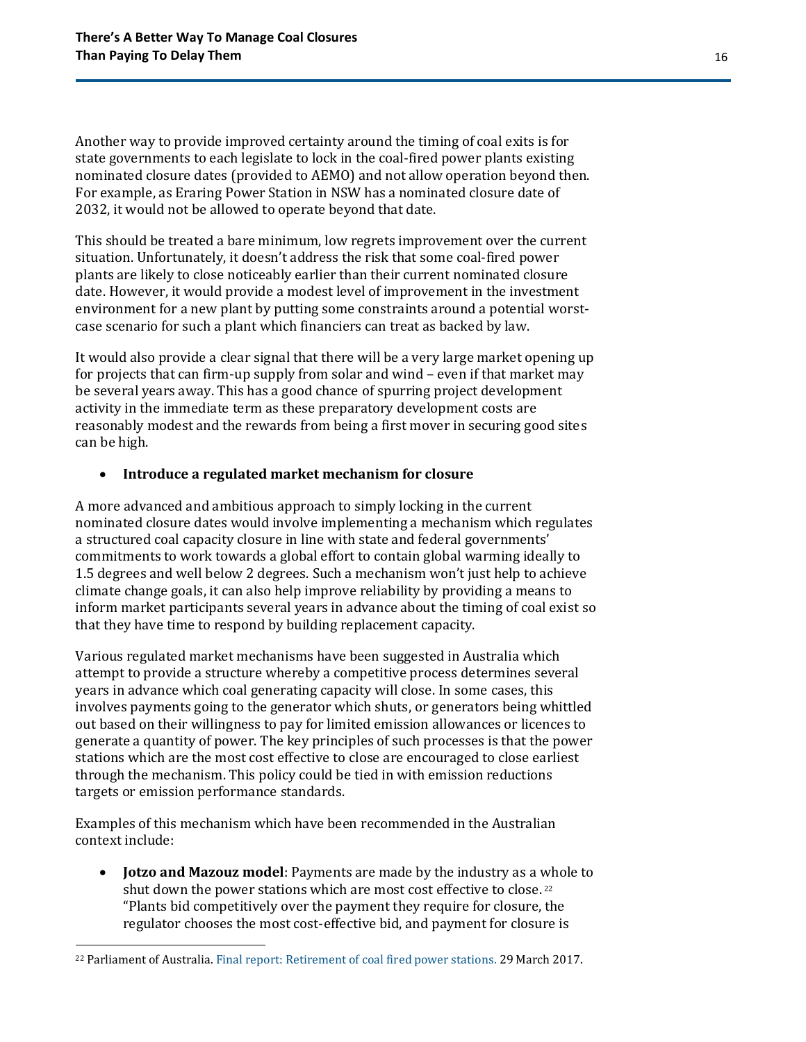Another way to provide improved certainty around the timing of coal exits is for state governments to each legislate to lock in the coal-fired power plants existing nominated closure dates (provided to AEMO) and not allow operation beyond then. For example, as Eraring Power Station in NSW has a nominated closure date of 2032, it would not be allowed to operate beyond that date.

This should be treated a bare minimum, low regrets improvement over the current situation. Unfortunately, it doesn't address the risk that some coal-fired power plants are likely to close noticeably earlier than their current nominated closure date. However, it would provide a modest level of improvement in the investment environment for a new plant by putting some constraints around a potential worst-case scenario for such a plant which financiers can treat as backed by law.

It would also provide a clear signal that there will be a very large market opening up for projects that can firm-up supply from solar and wind – even if that market may be several years away. This has a good chance of spurring project development activity in the immediate term as these preparatory development costs are reasonably modest and the rewards from being a first mover in securing good sites can be high.

- **Introduce a regulated market mechanism for closure**

A more advanced and ambitious approach to simply locking in the current nominated closure dates would involve implementing a mechanism which regulates a structured coal capacity closure in line with state and federal governments' commitments to work towards a global effort to contain global warming ideally to 1.5 degrees and well below 2 degrees. Such a mechanism won't just help to achieve climate change goals, it can also help improve reliability by providing a means to inform market participants several years in advance about the timing of coal exist so that they have time to respond by building replacement capacity.

Various regulated market mechanisms have been suggested in Australia which attempt to provide a structure whereby a competitive process determines several years in advance which coal generating capacity will close. In some cases, this involves payments going to the generator which shuts, or generators being whittled out based on their willingness to pay for limited emission allowances or licences to generate a quantity of power. The key principles of such processes is that the power stations which are the most cost effective to close are encouraged to close earliest through the mechanism. This policy could be tied in with emission reductions targets or emission performance standards.

Examples of this mechanism which have been recommended in the Australian context include:

- **Jotzo and Mazouz model**: Payments are made by the industry as a whole to shut down the power stations which are most cost effective to close.[22] "Plants bid competitively over the payment they require for closure, the regulator chooses the most cost-effective bid, and payment for closure is

[22] Parliament of Australia. Final report: Retirement of coal fired power stations. 29 March 2017.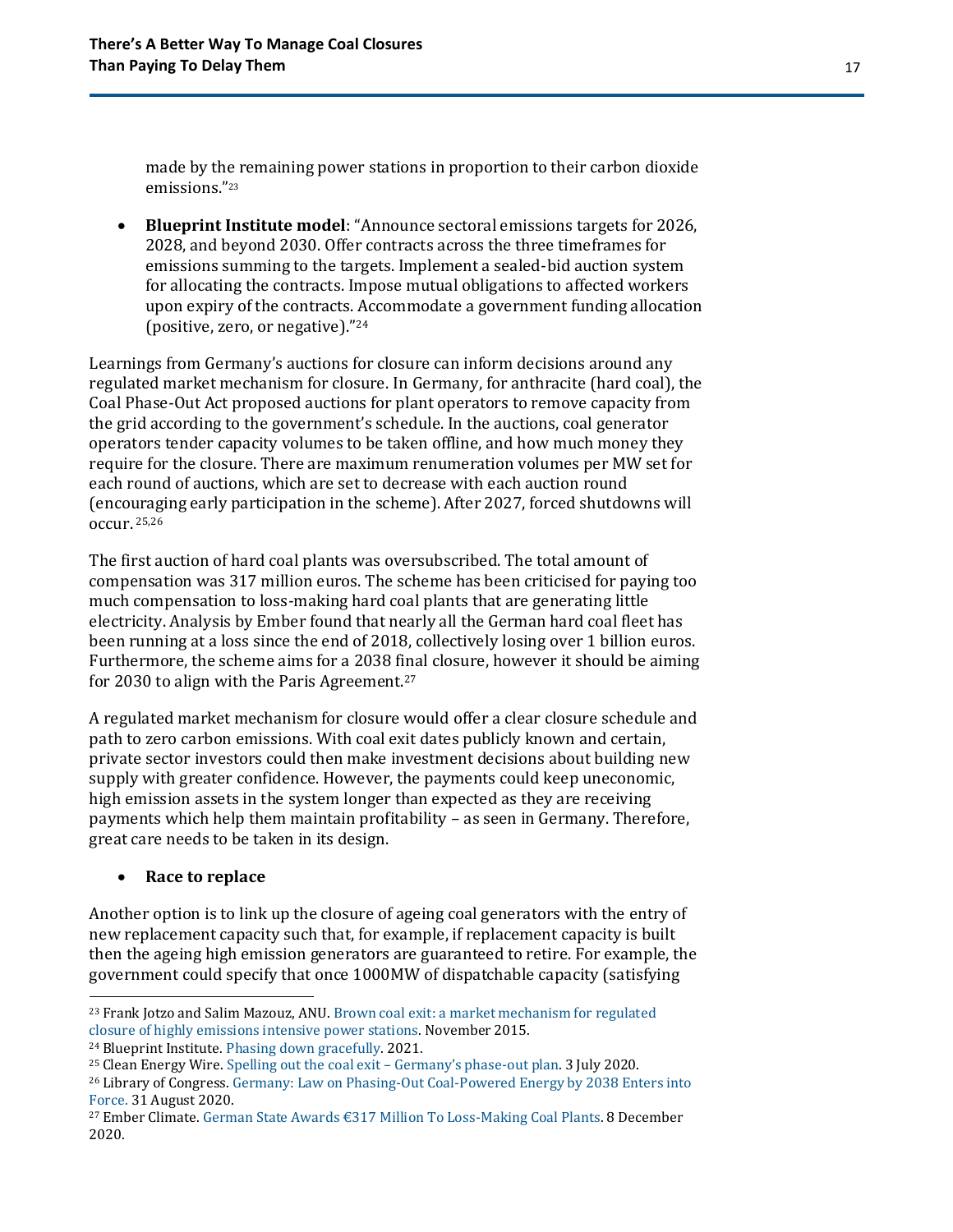made by the remaining power stations in proportion to their carbon dioxide emissions."[23]

- **Blueprint Institute model**: "Announce sectoral emissions targets for 2026, 2028, and beyond 2030. Offer contracts across the three timeframes for emissions summing to the targets. Implement a sealed-bid auction system for allocating the contracts. Impose mutual obligations to affected workers upon expiry of the contracts. Accommodate a government funding allocation (positive, zero, or negative)."[24]

Learnings from Germany's auctions for closure can inform decisions around any regulated market mechanism for closure. In Germany, for anthracite (hard coal), the Coal Phase-Out Act proposed auctions for plant operators to remove capacity from the grid according to the government's schedule. In the auctions, coal generator operators tender capacity volumes to be taken offline, and how much money they require for the closure. There are maximum renumeration volumes per MW set for each round of auctions, which are set to decrease with each auction round (encouraging early participation in the scheme). After 2027, forced shutdowns will occur.[25,26]

The first auction of hard coal plants was oversubscribed. The total amount of compensation was 317 million euros. The scheme has been criticised for paying too much compensation to loss-making hard coal plants that are generating little electricity. Analysis by Ember found that nearly all the German hard coal fleet has been running at a loss since the end of 2018, collectively losing over 1 billion euros. Furthermore, the scheme aims for a 2038 final closure, however it should be aiming for 2030 to align with the Paris Agreement.[27]

A regulated market mechanism for closure would offer a clear closure schedule and path to zero carbon emissions. With coal exit dates publicly known and certain, private sector investors could then make investment decisions about building new supply with greater confidence. However, the payments could keep uneconomic, high emission assets in the system longer than expected as they are receiving payments which help them maintain profitability – as seen in Germany. Therefore, great care needs to be taken in its design.

- **Race to replace**

Another option is to link up the closure of ageing coal generators with the entry of new replacement capacity such that, for example, if replacement capacity is built then the ageing high emission generators are guaranteed to retire. For example, the government could specify that once 1000MW of dispatchable capacity (satisfying

---

[23] Frank Jotzo and Salim Mazouz, ANU. Brown coal exit: a market mechanism for regulated closure of highly emissions intensive power stations. November 2015.

[24] Blueprint Institute. Phasing down gracefully. 2021.

[25] Clean Energy Wire. Spelling out the coal exit – Germany's phase-out plan. 3 July 2020.

[26] Library of Congress. Germany: Law on Phasing-Out Coal-Powered Energy by 2038 Enters into Force. 31 August 2020.

[27] Ember Climate. German State Awards €317 Million To Loss-Making Coal Plants. 8 December 2020.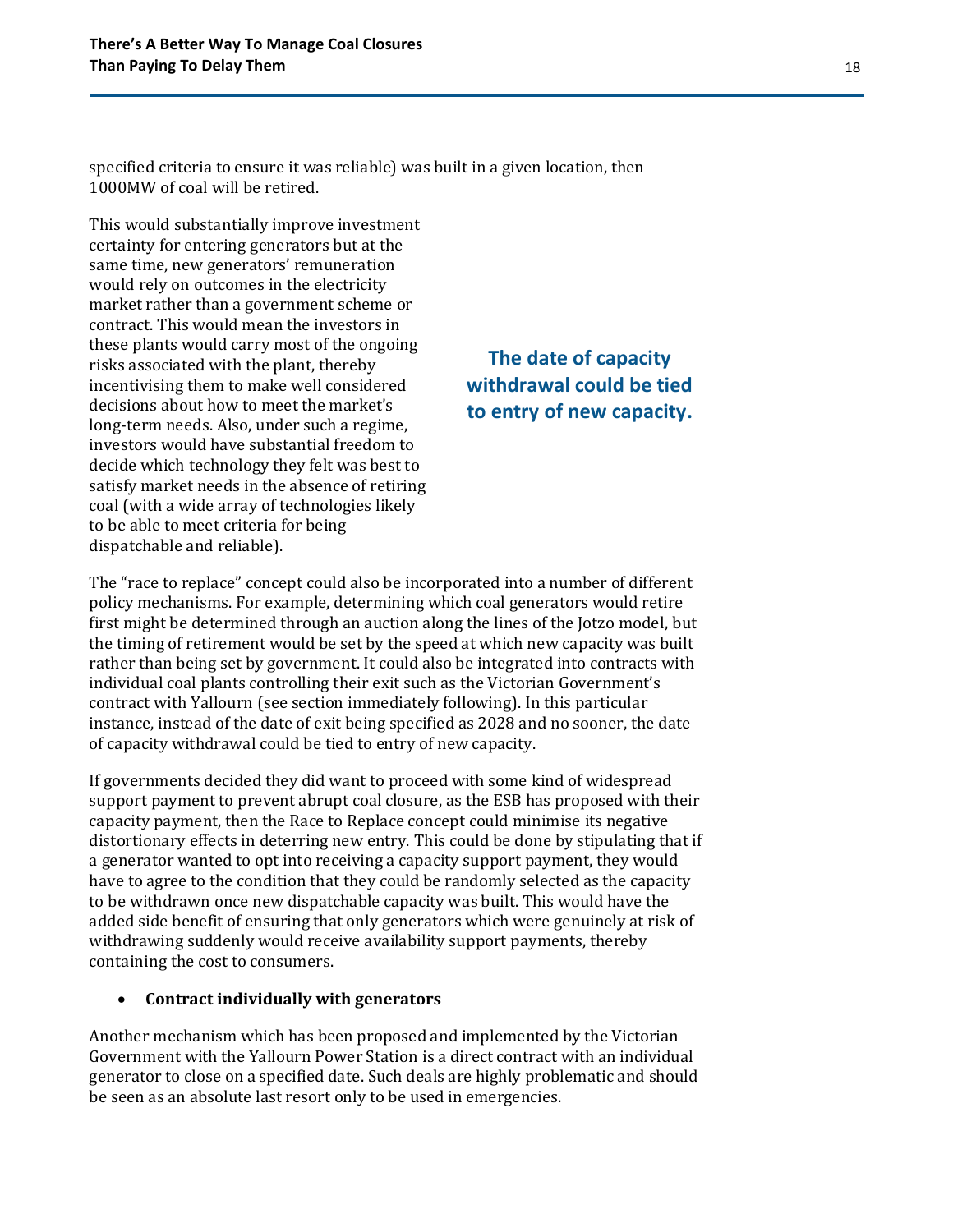specified criteria to ensure it was reliable) was built in a given location, then 1000MW of coal will be retired.

This would substantially improve investment certainty for entering generators but at the same time, new generators' remuneration would rely on outcomes in the electricity market rather than a government scheme or contract. This would mean the investors in these plants would carry most of the ongoing risks associated with the plant, thereby incentivising them to make well considered decisions about how to meet the market's long-term needs. Also, under such a regime, investors would have substantial freedom to decide which technology they felt was best to satisfy market needs in the absence of retiring coal (with a wide array of technologies likely to be able to meet criteria for being dispatchable and reliable).

**The date of capacity withdrawal could be tied to entry of new capacity.**

The "race to replace" concept could also be incorporated into a number of different policy mechanisms. For example, determining which coal generators would retire first might be determined through an auction along the lines of the Jotzo model, but the timing of retirement would be set by the speed at which new capacity was built rather than being set by government. It could also be integrated into contracts with individual coal plants controlling their exit such as the Victorian Government's contract with Yallourn (see section immediately following). In this particular instance, instead of the date of exit being specified as 2028 and no sooner, the date of capacity withdrawal could be tied to entry of new capacity.

If governments decided they did want to proceed with some kind of widespread support payment to prevent abrupt coal closure, as the ESB has proposed with their capacity payment, then the Race to Replace concept could minimise its negative distortionary effects in deterring new entry. This could be done by stipulating that if a generator wanted to opt into receiving a capacity support payment, they would have to agree to the condition that they could be randomly selected as the capacity to be withdrawn once new dispatchable capacity was built. This would have the added side benefit of ensuring that only generators which were genuinely at risk of withdrawing suddenly would receive availability support payments, thereby containing the cost to consumers.

- **Contract individually with generators**

Another mechanism which has been proposed and implemented by the Victorian Government with the Yallourn Power Station is a direct contract with an individual generator to close on a specified date. Such deals are highly problematic and should be seen as an absolute last resort only to be used in emergencies.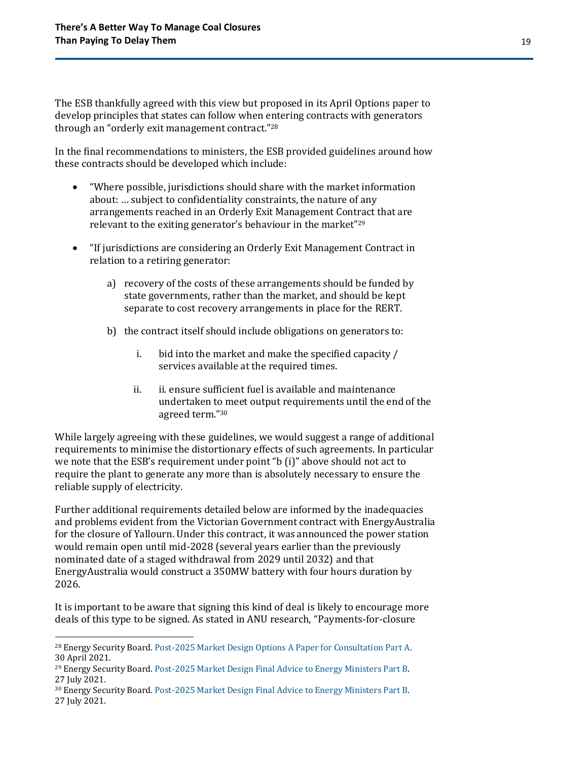The ESB thankfully agreed with this view but proposed in its April Options paper to develop principles that states can follow when entering contracts with generators through an "orderly exit management contract."[28]

In the final recommendations to ministers, the ESB provided guidelines around how these contracts should be developed which include:

- "Where possible, jurisdictions should share with the market information about: … subject to confidentiality constraints, the nature of any arrangements reached in an Orderly Exit Management Contract that are relevant to the exiting generator's behaviour in the market"[29]

- "If jurisdictions are considering an Orderly Exit Management Contract in relation to a retiring generator:

  a) recovery of the costs of these arrangements should be funded by state governments, rather than the market, and should be kept separate to cost recovery arrangements in place for the RERT.

  b) the contract itself should include obligations on generators to:

     i. bid into the market and make the specified capacity / services available at the required times.

     ii. ii. ensure sufficient fuel is available and maintenance undertaken to meet output requirements until the end of the agreed term."[30]

While largely agreeing with these guidelines, we would suggest a range of additional requirements to minimise the distortionary effects of such agreements. In particular we note that the ESB's requirement under point "b (i)" above should not act to require the plant to generate any more than is absolutely necessary to ensure the reliable supply of electricity.

Further additional requirements detailed below are informed by the inadequacies and problems evident from the Victorian Government contract with EnergyAustralia for the closure of Yallourn. Under this contract, it was announced the power station would remain open until mid-2028 (several years earlier than the previously nominated date of a staged withdrawal from 2029 until 2032) and that EnergyAustralia would construct a 350MW battery with four hours duration by 2026.

It is important to be aware that signing this kind of deal is likely to encourage more deals of this type to be signed. As stated in ANU research, "Payments-for-closure

---

[28] Energy Security Board. Post-2025 Market Design Options A Paper for Consultation Part A. 30 April 2021.

[29] Energy Security Board. Post-2025 Market Design Final Advice to Energy Ministers Part B. 27 July 2021.

[30] Energy Security Board. Post-2025 Market Design Final Advice to Energy Ministers Part B. 27 July 2021.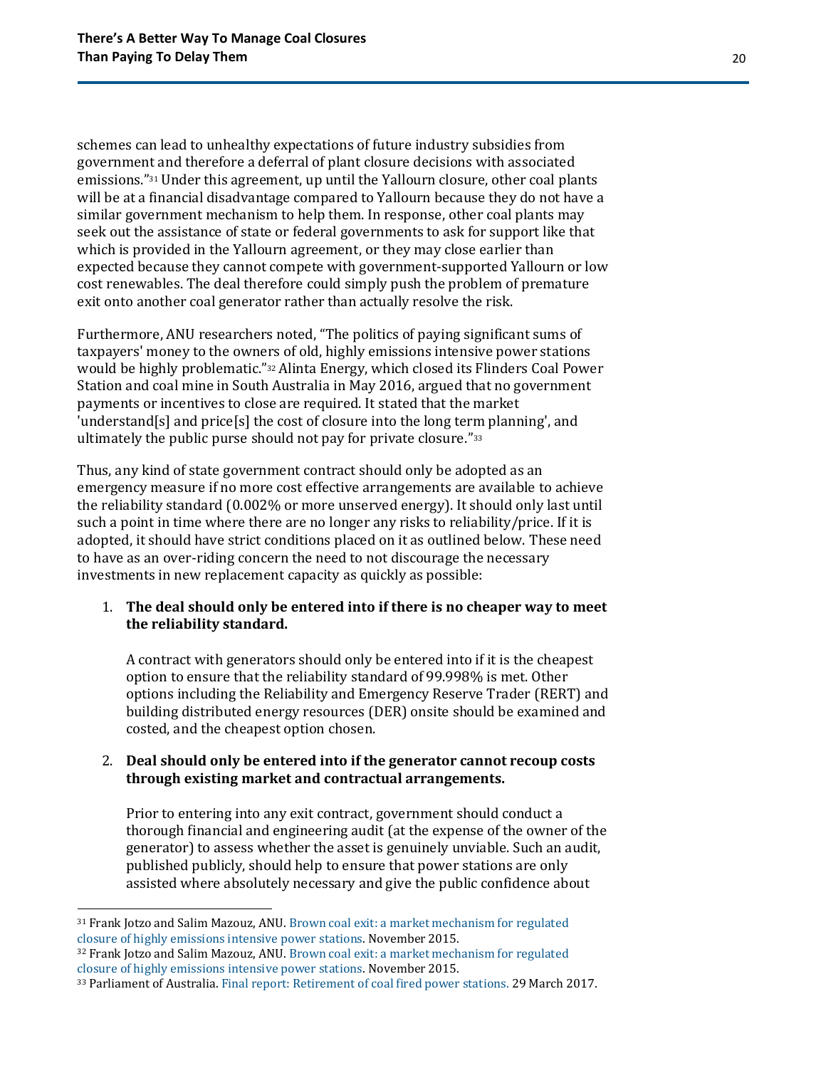schemes can lead to unhealthy expectations of future industry subsidies from government and therefore a deferral of plant closure decisions with associated emissions."[31] Under this agreement, up until the Yallourn closure, other coal plants will be at a financial disadvantage compared to Yallourn because they do not have a similar government mechanism to help them. In response, other coal plants may seek out the assistance of state or federal governments to ask for support like that which is provided in the Yallourn agreement, or they may close earlier than expected because they cannot compete with government-supported Yallourn or low cost renewables. The deal therefore could simply push the problem of premature exit onto another coal generator rather than actually resolve the risk.

Furthermore, ANU researchers noted, "The politics of paying significant sums of taxpayers' money to the owners of old, highly emissions intensive power stations would be highly problematic."[32] Alinta Energy, which closed its Flinders Coal Power Station and coal mine in South Australia in May 2016, argued that no government payments or incentives to close are required. It stated that the market 'understand[s] and price[s] the cost of closure into the long term planning', and ultimately the public purse should not pay for private closure."[33]

Thus, any kind of state government contract should only be adopted as an emergency measure if no more cost effective arrangements are available to achieve the reliability standard (0.002% or more unserved energy). It should only last until such a point in time where there are no longer any risks to reliability/price. If it is adopted, it should have strict conditions placed on it as outlined below. These need to have as an over-riding concern the need to not discourage the necessary investments in new replacement capacity as quickly as possible:

1. **The deal should only be entered into if there is no cheaper way to meet the reliability standard.**

   A contract with generators should only be entered into if it is the cheapest option to ensure that the reliability standard of 99.998% is met. Other options including the Reliability and Emergency Reserve Trader (RERT) and building distributed energy resources (DER) onsite should be examined and costed, and the cheapest option chosen.

2. **Deal should only be entered into if the generator cannot recoup costs through existing market and contractual arrangements.**

   Prior to entering into any exit contract, government should conduct a thorough financial and engineering audit (at the expense of the owner of the generator) to assess whether the asset is genuinely unviable. Such an audit, published publicly, should help to ensure that power stations are only assisted where absolutely necessary and give the public confidence about

---

[31] Frank Jotzo and Salim Mazouz, ANU. Brown coal exit: a market mechanism for regulated closure of highly emissions intensive power stations. November 2015.

[32] Frank Jotzo and Salim Mazouz, ANU. Brown coal exit: a market mechanism for regulated closure of highly emissions intensive power stations. November 2015.

[33] Parliament of Australia. Final report: Retirement of coal fired power stations. 29 March 2017.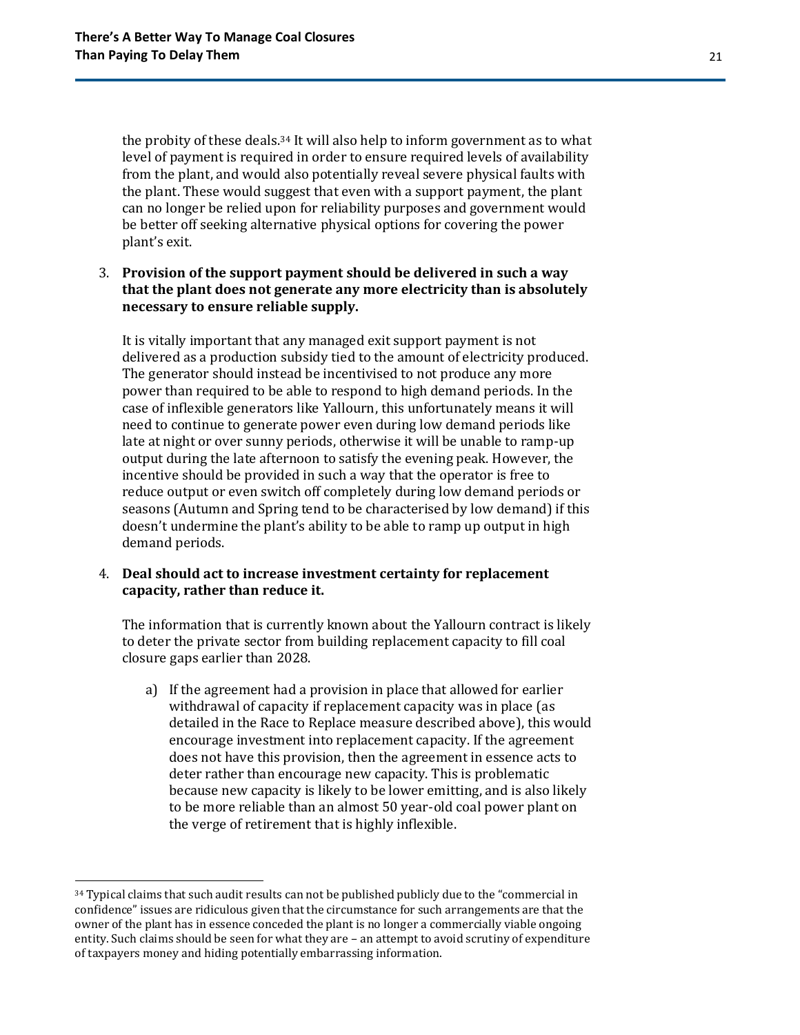the probity of these deals.[34] It will also help to inform government as to what level of payment is required in order to ensure required levels of availability from the plant, and would also potentially reveal severe physical faults with the plant. These would suggest that even with a support payment, the plant can no longer be relied upon for reliability purposes and government would be better off seeking alternative physical options for covering the power plant's exit.

3. **Provision of the support payment should be delivered in such a way that the plant does not generate any more electricity than is absolutely necessary to ensure reliable supply.**

   It is vitally important that any managed exit support payment is not delivered as a production subsidy tied to the amount of electricity produced. The generator should instead be incentivised to not produce any more power than required to be able to respond to high demand periods. In the case of inflexible generators like Yallourn, this unfortunately means it will need to continue to generate power even during low demand periods like late at night or over sunny periods, otherwise it will be unable to ramp-up output during the late afternoon to satisfy the evening peak. However, the incentive should be provided in such a way that the operator is free to reduce output or even switch off completely during low demand periods or seasons (Autumn and Spring tend to be characterised by low demand) if this doesn't undermine the plant's ability to be able to ramp up output in high demand periods.

4. **Deal should act to increase investment certainty for replacement capacity, rather than reduce it.**

   The information that is currently known about the Yallourn contract is likely to deter the private sector from building replacement capacity to fill coal closure gaps earlier than 2028.

   a) If the agreement had a provision in place that allowed for earlier withdrawal of capacity if replacement capacity was in place (as detailed in the Race to Replace measure described above), this would encourage investment into replacement capacity. If the agreement does not have this provision, then the agreement in essence acts to deter rather than encourage new capacity. This is problematic because new capacity is likely to be lower emitting, and is also likely to be more reliable than an almost 50 year-old coal power plant on the verge of retirement that is highly inflexible.

[34] Typical claims that such audit results can not be published publicly due to the "commercial in confidence" issues are ridiculous given that the circumstance for such arrangements are that the owner of the plant has in essence conceded the plant is no longer a commercially viable ongoing entity. Such claims should be seen for what they are – an attempt to avoid scrutiny of expenditure of taxpayers money and hiding potentially embarrassing information.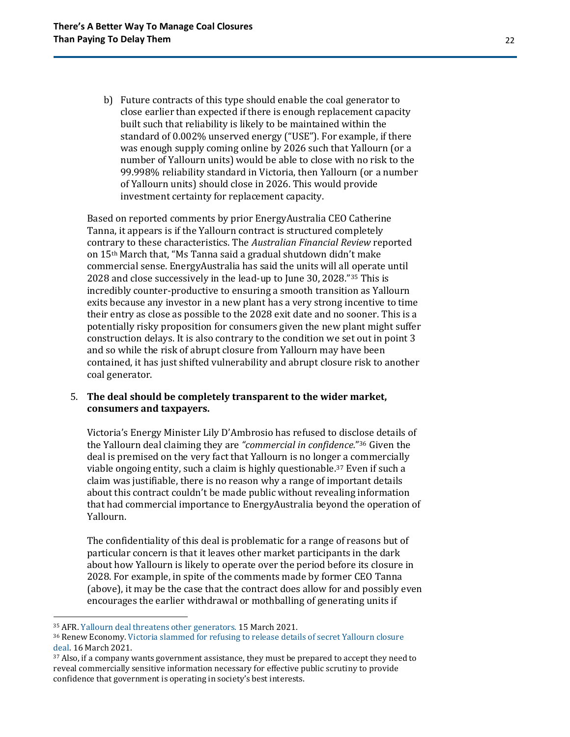b) Future contracts of this type should enable the coal generator to close earlier than expected if there is enough replacement capacity built such that reliability is likely to be maintained within the standard of 0.002% unserved energy ("USE"). For example, if there was enough supply coming online by 2026 such that Yallourn (or a number of Yallourn units) would be able to close with no risk to the 99.998% reliability standard in Victoria, then Yallourn (or a number of Yallourn units) should close in 2026. This would provide investment certainty for replacement capacity.

Based on reported comments by prior EnergyAustralia CEO Catherine Tanna, it appears is if the Yallourn contract is structured completely contrary to these characteristics. The *Australian Financial Review* reported on 15th March that, "Ms Tanna said a gradual shutdown didn't make commercial sense. EnergyAustralia has said the units will all operate until 2028 and close successively in the lead-up to June 30, 2028."[35] This is incredibly counter-productive to ensuring a smooth transition as Yallourn exits because any investor in a new plant has a very strong incentive to time their entry as close as possible to the 2028 exit date and no sooner. This is a potentially risky proposition for consumers given the new plant might suffer construction delays. It is also contrary to the condition we set out in point 3 and so while the risk of abrupt closure from Yallourn may have been contained, it has just shifted vulnerability and abrupt closure risk to another coal generator.

5. **The deal should be completely transparent to the wider market, consumers and taxpayers.**

Victoria's Energy Minister Lily D'Ambrosio has refused to disclose details of the Yallourn deal claiming they are *"commercial in confidence."*[36] Given the deal is premised on the very fact that Yallourn is no longer a commercially viable ongoing entity, such a claim is highly questionable.[37] Even if such a claim was justifiable, there is no reason why a range of important details about this contract couldn't be made public without revealing information that had commercial importance to EnergyAustralia beyond the operation of Yallourn.

The confidentiality of this deal is problematic for a range of reasons but of particular concern is that it leaves other market participants in the dark about how Yallourn is likely to operate over the period before its closure in 2028. For example, in spite of the comments made by former CEO Tanna (above), it may be the case that the contract does allow for and possibly even encourages the earlier withdrawal or mothballing of generating units if

---

[35] AFR. Yallourn deal threatens other generators. 15 March 2021.

[36] Renew Economy. Victoria slammed for refusing to release details of secret Yallourn closure deal. 16 March 2021.

[37] Also, if a company wants government assistance, they must be prepared to accept they need to reveal commercially sensitive information necessary for effective public scrutiny to provide confidence that government is operating in society's best interests.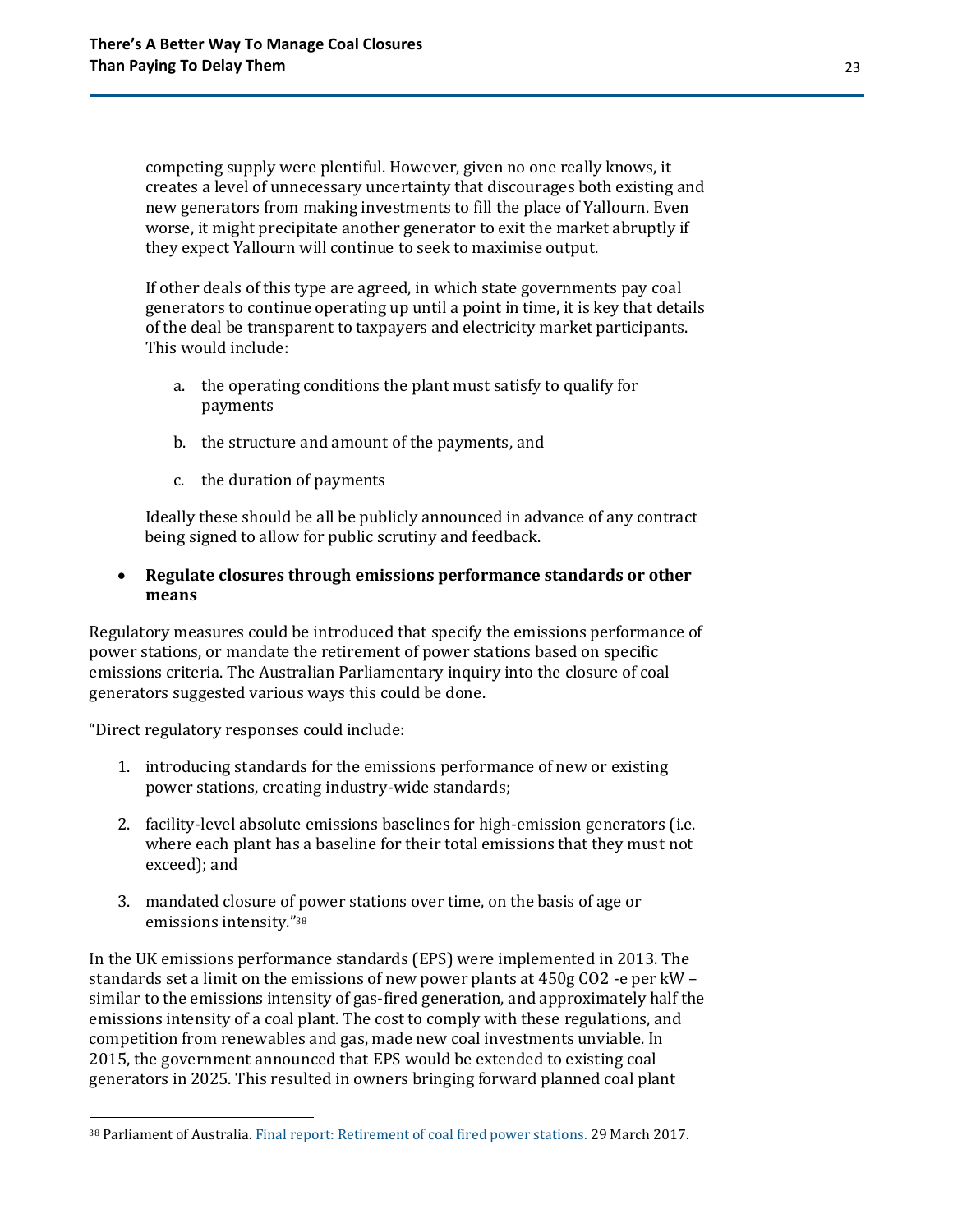competing supply were plentiful. However, given no one really knows, it creates a level of unnecessary uncertainty that discourages both existing and new generators from making investments to fill the place of Yallourn. Even worse, it might precipitate another generator to exit the market abruptly if they expect Yallourn will continue to seek to maximise output.

If other deals of this type are agreed, in which state governments pay coal generators to continue operating up until a point in time, it is key that details of the deal be transparent to taxpayers and electricity market participants. This would include:

a. the operating conditions the plant must satisfy to qualify for payments

b. the structure and amount of the payments, and

c. the duration of payments

Ideally these should be all be publicly announced in advance of any contract being signed to allow for public scrutiny and feedback.

- **Regulate closures through emissions performance standards or other means**

Regulatory measures could be introduced that specify the emissions performance of power stations, or mandate the retirement of power stations based on specific emissions criteria. The Australian Parliamentary inquiry into the closure of coal generators suggested various ways this could be done.

"Direct regulatory responses could include:

1. introducing standards for the emissions performance of new or existing power stations, creating industry-wide standards;

2. facility-level absolute emissions baselines for high-emission generators (i.e. where each plant has a baseline for their total emissions that they must not exceed); and

3. mandated closure of power stations over time, on the basis of age or emissions intensity."[38]

In the UK emissions performance standards (EPS) were implemented in 2013. The standards set a limit on the emissions of new power plants at 450g $CO_2$ -e per kW – similar to the emissions intensity of gas-fired generation, and approximately half the emissions intensity of a coal plant. The cost to comply with these regulations, and competition from renewables and gas, made new coal investments unviable. In 2015, the government announced that EPS would be extended to existing coal generators in 2025. This resulted in owners bringing forward planned coal plant

---

[38] Parliament of Australia. Final report: Retirement of coal fired power stations. 29 March 2017.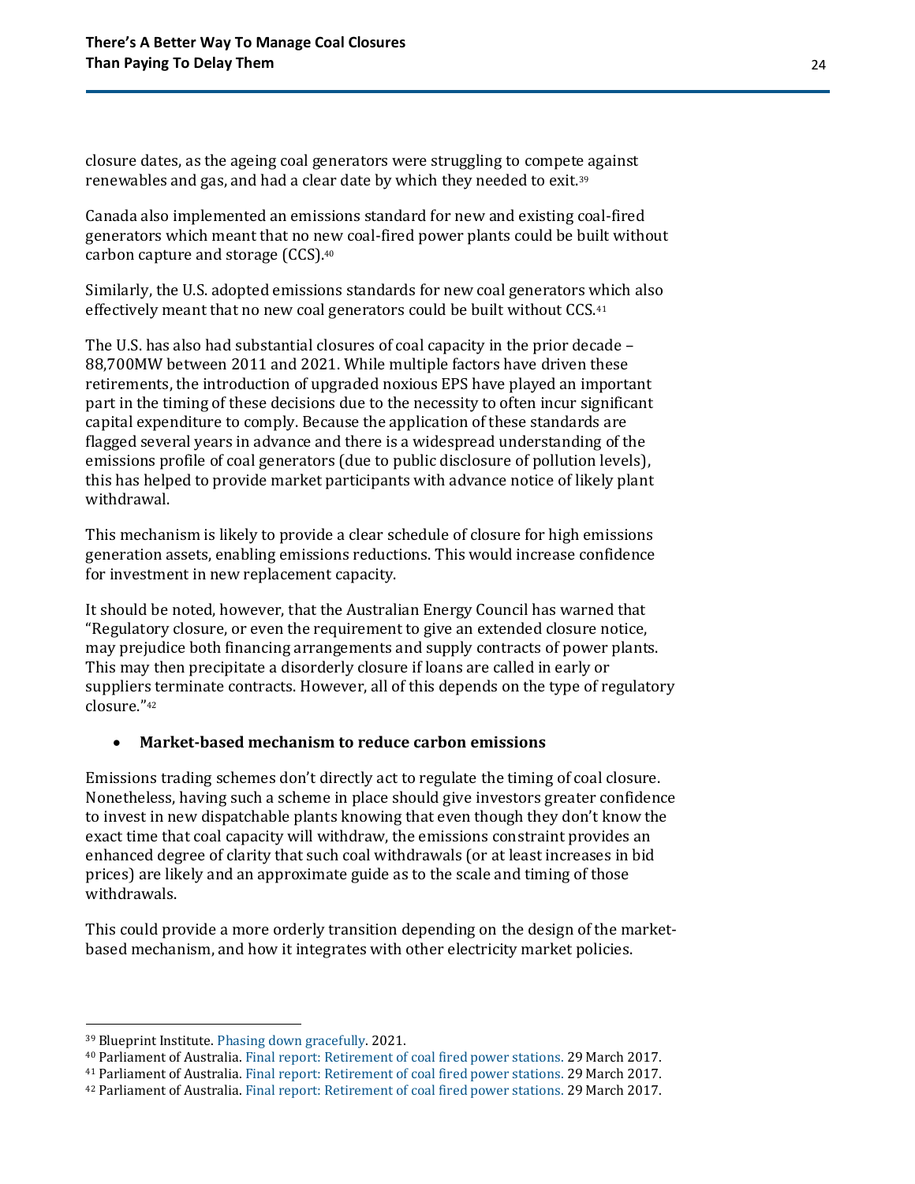closure dates, as the ageing coal generators were struggling to compete against renewables and gas, and had a clear date by which they needed to exit.[39]

Canada also implemented an emissions standard for new and existing coal-fired generators which meant that no new coal-fired power plants could be built without carbon capture and storage (CCS).[40]

Similarly, the U.S. adopted emissions standards for new coal generators which also effectively meant that no new coal generators could be built without CCS.[41]

The U.S. has also had substantial closures of coal capacity in the prior decade – 88,700MW between 2011 and 2021. While multiple factors have driven these retirements, the introduction of upgraded noxious EPS have played an important part in the timing of these decisions due to the necessity to often incur significant capital expenditure to comply. Because the application of these standards are flagged several years in advance and there is a widespread understanding of the emissions profile of coal generators (due to public disclosure of pollution levels), this has helped to provide market participants with advance notice of likely plant withdrawal.

This mechanism is likely to provide a clear schedule of closure for high emissions generation assets, enabling emissions reductions. This would increase confidence for investment in new replacement capacity.

It should be noted, however, that the Australian Energy Council has warned that "Regulatory closure, or even the requirement to give an extended closure notice, may prejudice both financing arrangements and supply contracts of power plants. This may then precipitate a disorderly closure if loans are called in early or suppliers terminate contracts. However, all of this depends on the type of regulatory closure."[42]

- **Market-based mechanism to reduce carbon emissions**

Emissions trading schemes don't directly act to regulate the timing of coal closure. Nonetheless, having such a scheme in place should give investors greater confidence to invest in new dispatchable plants knowing that even though they don't know the exact time that coal capacity will withdraw, the emissions constraint provides an enhanced degree of clarity that such coal withdrawals (or at least increases in bid prices) are likely and an approximate guide as to the scale and timing of those withdrawals.

This could provide a more orderly transition depending on the design of the market-based mechanism, and how it integrates with other electricity market policies.

---

[39] Blueprint Institute. Phasing down gracefully. 2021.

[40] Parliament of Australia. Final report: Retirement of coal fired power stations. 29 March 2017.

[41] Parliament of Australia. Final report: Retirement of coal fired power stations. 29 March 2017.

[42] Parliament of Australia. Final report: Retirement of coal fired power stations. 29 March 2017.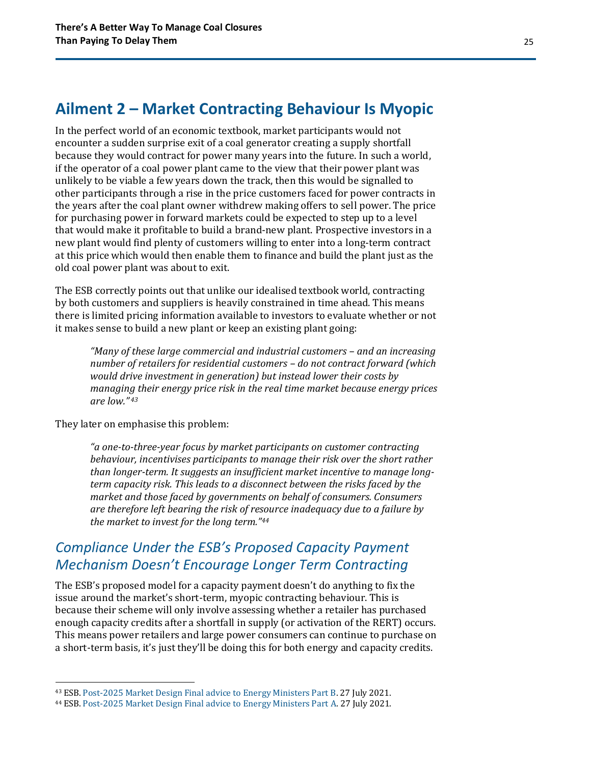## Ailment 2 – Market Contracting Behaviour Is Myopic

In the perfect world of an economic textbook, market participants would not encounter a sudden surprise exit of a coal generator creating a supply shortfall because they would contract for power many years into the future. In such a world, if the operator of a coal power plant came to the view that their power plant was unlikely to be viable a few years down the track, then this would be signalled to other participants through a rise in the price customers faced for power contracts in the years after the coal plant owner withdrew making offers to sell power. The price for purchasing power in forward markets could be expected to step up to a level that would make it profitable to build a brand-new plant. Prospective investors in a new plant would find plenty of customers willing to enter into a long-term contract at this price which would then enable them to finance and build the plant just as the old coal power plant was about to exit.

The ESB correctly points out that unlike our idealised textbook world, contracting by both customers and suppliers is heavily constrained in time ahead. This means there is limited pricing information available to investors to evaluate whether or not it makes sense to build a new plant or keep an existing plant going:

> *"Many of these large commercial and industrial customers – and an increasing number of retailers for residential customers – do not contract forward (which would drive investment in generation) but instead lower their costs by managing their energy price risk in the real time market because energy prices are low."*[43]

They later on emphasise this problem:

> *"a one-to-three-year focus by market participants on customer contracting behaviour, incentivises participants to manage their risk over the short rather than longer-term. It suggests an insufficient market incentive to manage long-term capacity risk. This leads to a disconnect between the risks faced by the market and those faced by governments on behalf of consumers. Consumers are therefore left bearing the risk of resource inadequacy due to a failure by the market to invest for the long term."*[44]

### *Compliance Under the ESB's Proposed Capacity Payment Mechanism Doesn't Encourage Longer Term Contracting*

The ESB's proposed model for a capacity payment doesn't do anything to fix the issue around the market's short-term, myopic contracting behaviour. This is because their scheme will only involve assessing whether a retailer has purchased enough capacity credits after a shortfall in supply (or activation of the RERT) occurs. This means power retailers and large power consumers can continue to purchase on a short-term basis, it's just they'll be doing this for both energy and capacity credits.

---

[43] ESB. Post-2025 Market Design Final advice to Energy Ministers Part B. 27 July 2021.

[44] ESB. Post-2025 Market Design Final advice to Energy Ministers Part A. 27 July 2021.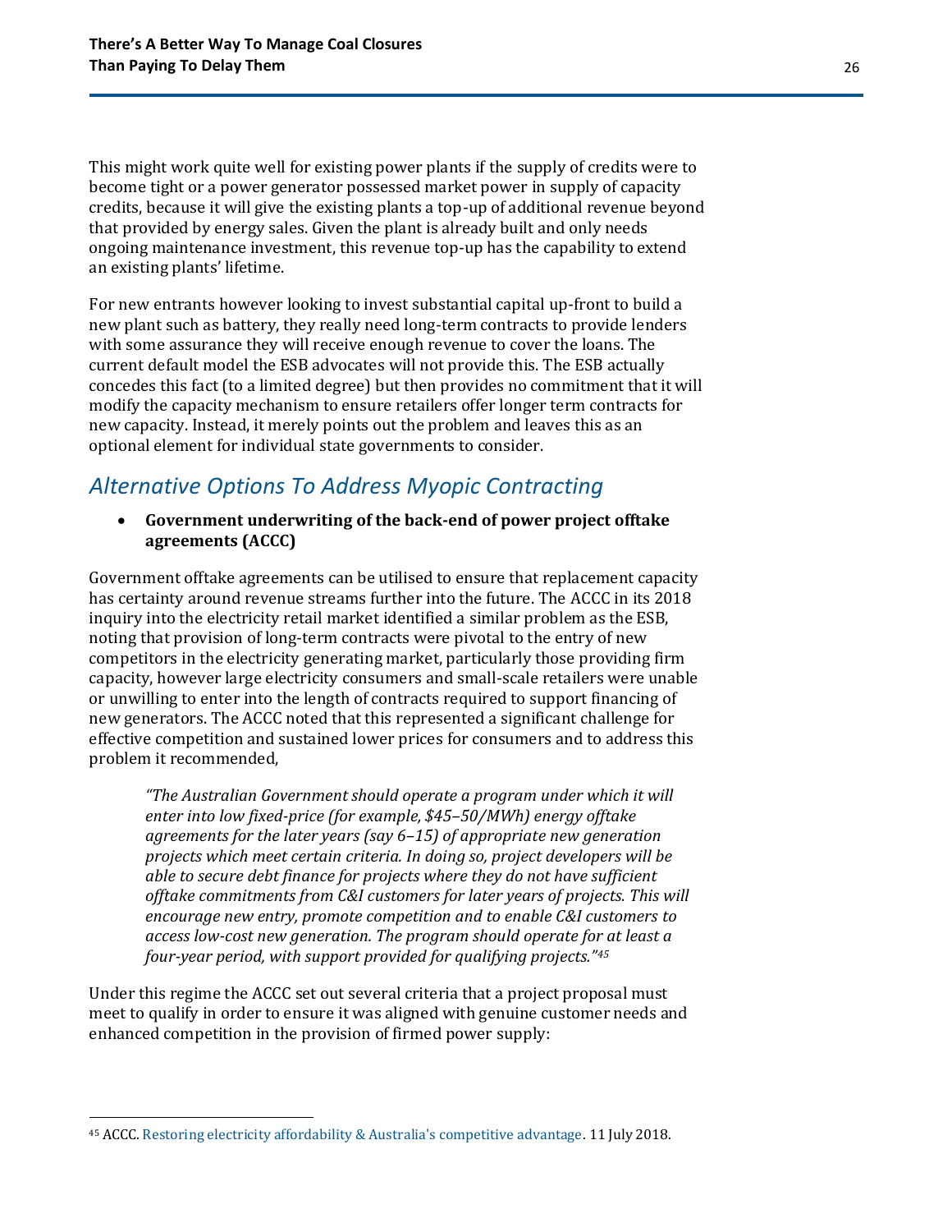This might work quite well for existing power plants if the supply of credits were to become tight or a power generator possessed market power in supply of capacity credits, because it will give the existing plants a top-up of additional revenue beyond that provided by energy sales. Given the plant is already built and only needs ongoing maintenance investment, this revenue top-up has the capability to extend an existing plants' lifetime.

For new entrants however looking to invest substantial capital up-front to build a new plant such as battery, they really need long-term contracts to provide lenders with some assurance they will receive enough revenue to cover the loans. The current default model the ESB advocates will not provide this. The ESB actually concedes this fact (to a limited degree) but then provides no commitment that it will modify the capacity mechanism to ensure retailers offer longer term contracts for new capacity. Instead, it merely points out the problem and leaves this as an optional element for individual state governments to consider.

## *Alternative Options To Address Myopic Contracting*

- **Government underwriting of the back-end of power project offtake agreements (ACCC)**

Government offtake agreements can be utilised to ensure that replacement capacity has certainty around revenue streams further into the future. The ACCC in its 2018 inquiry into the electricity retail market identified a similar problem as the ESB, noting that provision of long-term contracts were pivotal to the entry of new competitors in the electricity generating market, particularly those providing firm capacity, however large electricity consumers and small-scale retailers were unable or unwilling to enter into the length of contracts required to support financing of new generators. The ACCC noted that this represented a significant challenge for effective competition and sustained lower prices for consumers and to address this problem it recommended,

> *"The Australian Government should operate a program under which it will enter into low fixed-price (for example, $45–50/MWh) energy offtake agreements for the later years (say 6–15) of appropriate new generation projects which meet certain criteria. In doing so, project developers will be able to secure debt finance for projects where they do not have sufficient offtake commitments from C&I customers for later years of projects. This will encourage new entry, promote competition and to enable C&I customers to access low-cost new generation. The program should operate for at least a four-year period, with support provided for qualifying projects."*[45]

Under this regime the ACCC set out several criteria that a project proposal must meet to qualify in order to ensure it was aligned with genuine customer needs and enhanced competition in the provision of firmed power supply:

---

[45] ACCC. Restoring electricity affordability & Australia's competitive advantage. 11 July 2018.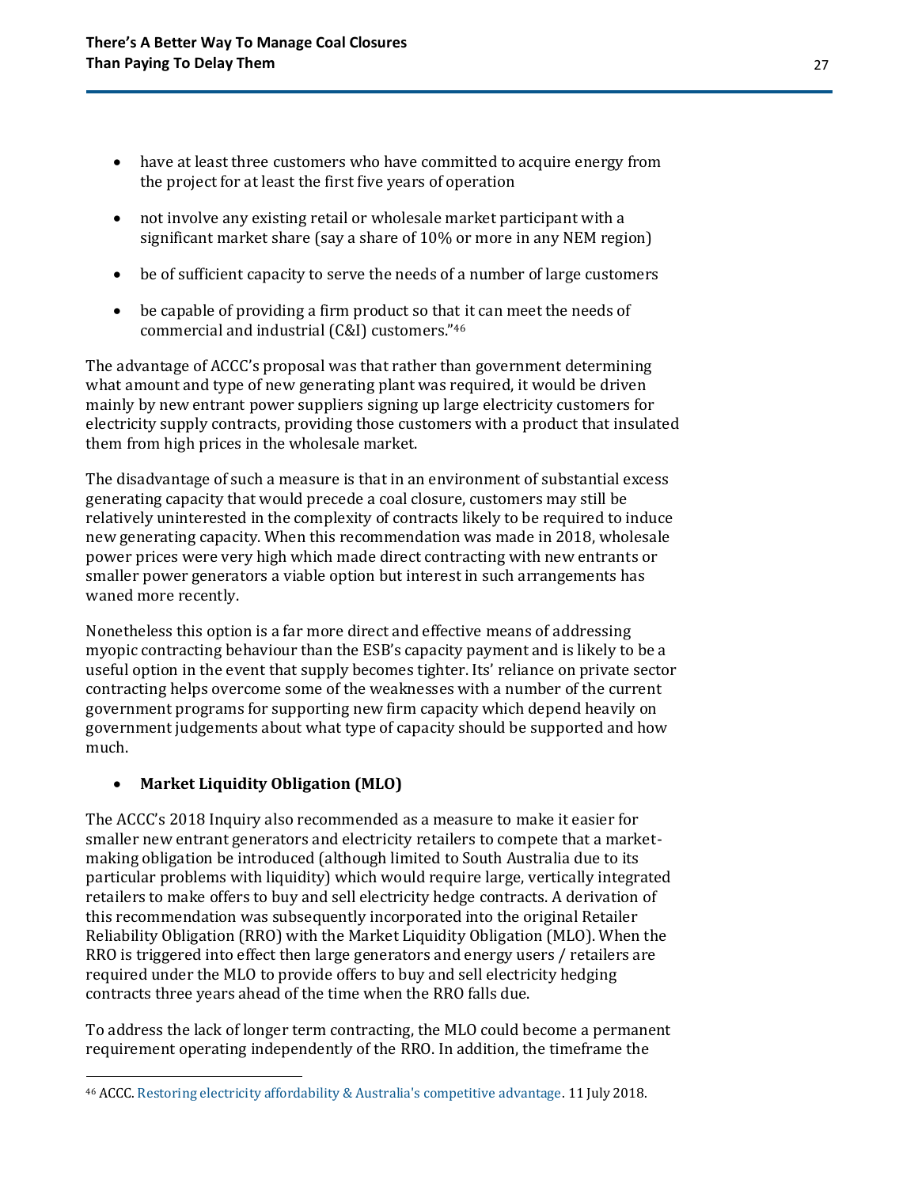- have at least three customers who have committed to acquire energy from the project for at least the first five years of operation

- not involve any existing retail or wholesale market participant with a significant market share (say a share of 10% or more in any NEM region)

- be of sufficient capacity to serve the needs of a number of large customers

- be capable of providing a firm product so that it can meet the needs of commercial and industrial (C&I) customers."[46]

The advantage of ACCC's proposal was that rather than government determining what amount and type of new generating plant was required, it would be driven mainly by new entrant power suppliers signing up large electricity customers for electricity supply contracts, providing those customers with a product that insulated them from high prices in the wholesale market.

The disadvantage of such a measure is that in an environment of substantial excess generating capacity that would precede a coal closure, customers may still be relatively uninterested in the complexity of contracts likely to be required to induce new generating capacity. When this recommendation was made in 2018, wholesale power prices were very high which made direct contracting with new entrants or smaller power generators a viable option but interest in such arrangements has waned more recently.

Nonetheless this option is a far more direct and effective means of addressing myopic contracting behaviour than the ESB's capacity payment and is likely to be a useful option in the event that supply becomes tighter. Its' reliance on private sector contracting helps overcome some of the weaknesses with a number of the current government programs for supporting new firm capacity which depend heavily on government judgements about what type of capacity should be supported and how much.

- **Market Liquidity Obligation (MLO)**

The ACCC's 2018 Inquiry also recommended as a measure to make it easier for smaller new entrant generators and electricity retailers to compete that a market-making obligation be introduced (although limited to South Australia due to its particular problems with liquidity) which would require large, vertically integrated retailers to make offers to buy and sell electricity hedge contracts. A derivation of this recommendation was subsequently incorporated into the original Retailer Reliability Obligation (RRO) with the Market Liquidity Obligation (MLO). When the RRO is triggered into effect then large generators and energy users / retailers are required under the MLO to provide offers to buy and sell electricity hedging contracts three years ahead of the time when the RRO falls due.

To address the lack of longer term contracting, the MLO could become a permanent requirement operating independently of the RRO. In addition, the timeframe the

---

[46] ACCC. Restoring electricity affordability & Australia's competitive advantage. 11 July 2018.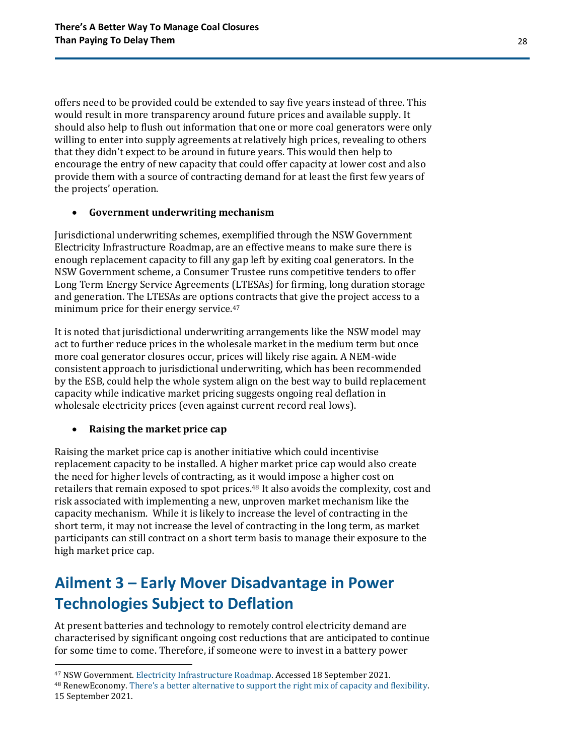offers need to be provided could be extended to say five years instead of three. This would result in more transparency around future prices and available supply. It should also help to flush out information that one or more coal generators were only willing to enter into supply agreements at relatively high prices, revealing to others that they didn't expect to be around in future years. This would then help to encourage the entry of new capacity that could offer capacity at lower cost and also provide them with a source of contracting demand for at least the first few years of the projects' operation.

- **Government underwriting mechanism**

Jurisdictional underwriting schemes, exemplified through the NSW Government Electricity Infrastructure Roadmap, are an effective means to make sure there is enough replacement capacity to fill any gap left by exiting coal generators. In the NSW Government scheme, a Consumer Trustee runs competitive tenders to offer Long Term Energy Service Agreements (LTESAs) for firming, long duration storage and generation. The LTESAs are options contracts that give the project access to a minimum price for their energy service.[47]

It is noted that jurisdictional underwriting arrangements like the NSW model may act to further reduce prices in the wholesale market in the medium term but once more coal generator closures occur, prices will likely rise again. A NEM-wide consistent approach to jurisdictional underwriting, which has been recommended by the ESB, could help the whole system align on the best way to build replacement capacity while indicative market pricing suggests ongoing real deflation in wholesale electricity prices (even against current record real lows).

- **Raising the market price cap**

Raising the market price cap is another initiative which could incentivise replacement capacity to be installed. A higher market price cap would also create the need for higher levels of contracting, as it would impose a higher cost on retailers that remain exposed to spot prices.[48] It also avoids the complexity, cost and risk associated with implementing a new, unproven market mechanism like the capacity mechanism. While it is likely to increase the level of contracting in the short term, it may not increase the level of contracting in the long term, as market participants can still contract on a short term basis to manage their exposure to the high market price cap.

## Ailment 3 – Early Mover Disadvantage in Power Technologies Subject to Deflation

At present batteries and technology to remotely control electricity demand are characterised by significant ongoing cost reductions that are anticipated to continue for some time to come. Therefore, if someone were to invest in a battery power

[47] NSW Government. Electricity Infrastructure Roadmap. Accessed 18 September 2021.

[48] RenewEconomy. There's a better alternative to support the right mix of capacity and flexibility. 15 September 2021.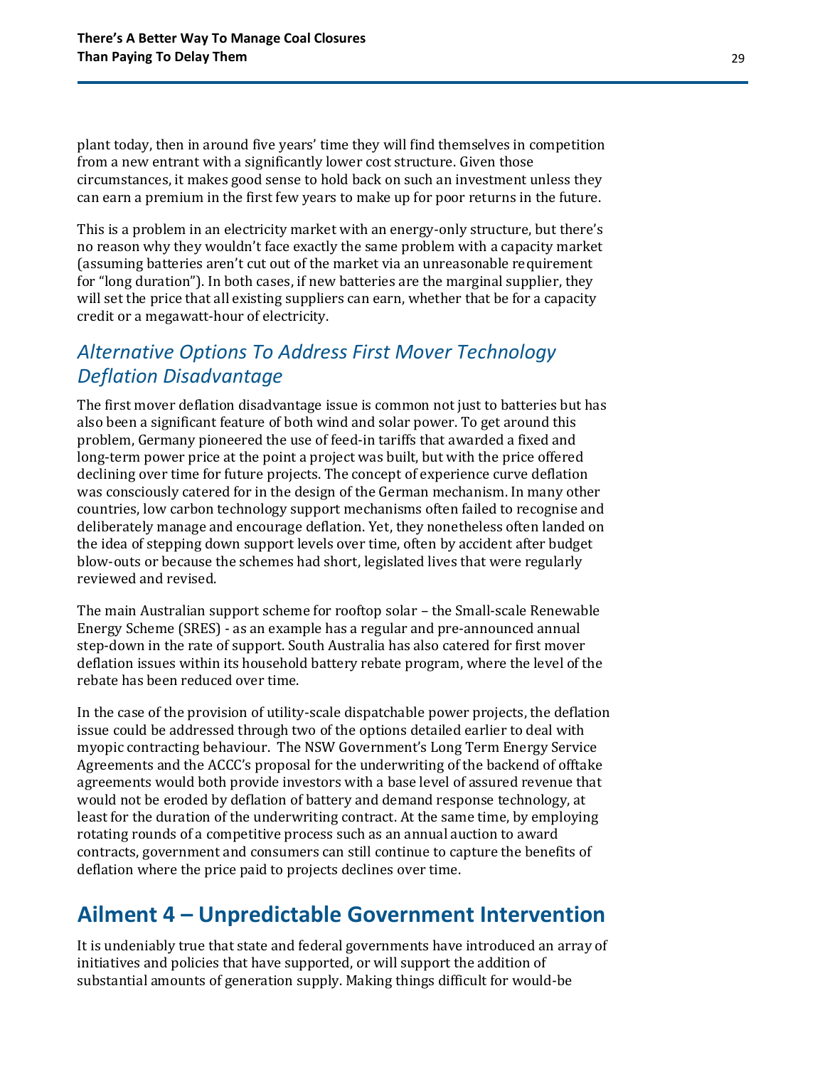plant today, then in around five years' time they will find themselves in competition from a new entrant with a significantly lower cost structure. Given those circumstances, it makes good sense to hold back on such an investment unless they can earn a premium in the first few years to make up for poor returns in the future.

This is a problem in an electricity market with an energy-only structure, but there's no reason why they wouldn't face exactly the same problem with a capacity market (assuming batteries aren't cut out of the market via an unreasonable requirement for "long duration"). In both cases, if new batteries are the marginal supplier, they will set the price that all existing suppliers can earn, whether that be for a capacity credit or a megawatt-hour of electricity.

### *Alternative Options To Address First Mover Technology Deflation Disadvantage*

The first mover deflation disadvantage issue is common not just to batteries but has also been a significant feature of both wind and solar power. To get around this problem, Germany pioneered the use of feed-in tariffs that awarded a fixed and long-term power price at the point a project was built, but with the price offered declining over time for future projects. The concept of experience curve deflation was consciously catered for in the design of the German mechanism. In many other countries, low carbon technology support mechanisms often failed to recognise and deliberately manage and encourage deflation. Yet, they nonetheless often landed on the idea of stepping down support levels over time, often by accident after budget blow-outs or because the schemes had short, legislated lives that were regularly reviewed and revised.

The main Australian support scheme for rooftop solar – the Small-scale Renewable Energy Scheme (SRES) - as an example has a regular and pre-announced annual step-down in the rate of support. South Australia has also catered for first mover deflation issues within its household battery rebate program, where the level of the rebate has been reduced over time.

In the case of the provision of utility-scale dispatchable power projects, the deflation issue could be addressed through two of the options detailed earlier to deal with myopic contracting behaviour. The NSW Government's Long Term Energy Service Agreements and the ACCC's proposal for the underwriting of the backend of offtake agreements would both provide investors with a base level of assured revenue that would not be eroded by deflation of battery and demand response technology, at least for the duration of the underwriting contract. At the same time, by employing rotating rounds of a competitive process such as an annual auction to award contracts, government and consumers can still continue to capture the benefits of deflation where the price paid to projects declines over time.

## Ailment 4 – Unpredictable Government Intervention

It is undeniably true that state and federal governments have introduced an array of initiatives and policies that have supported, or will support the addition of substantial amounts of generation supply. Making things difficult for would-be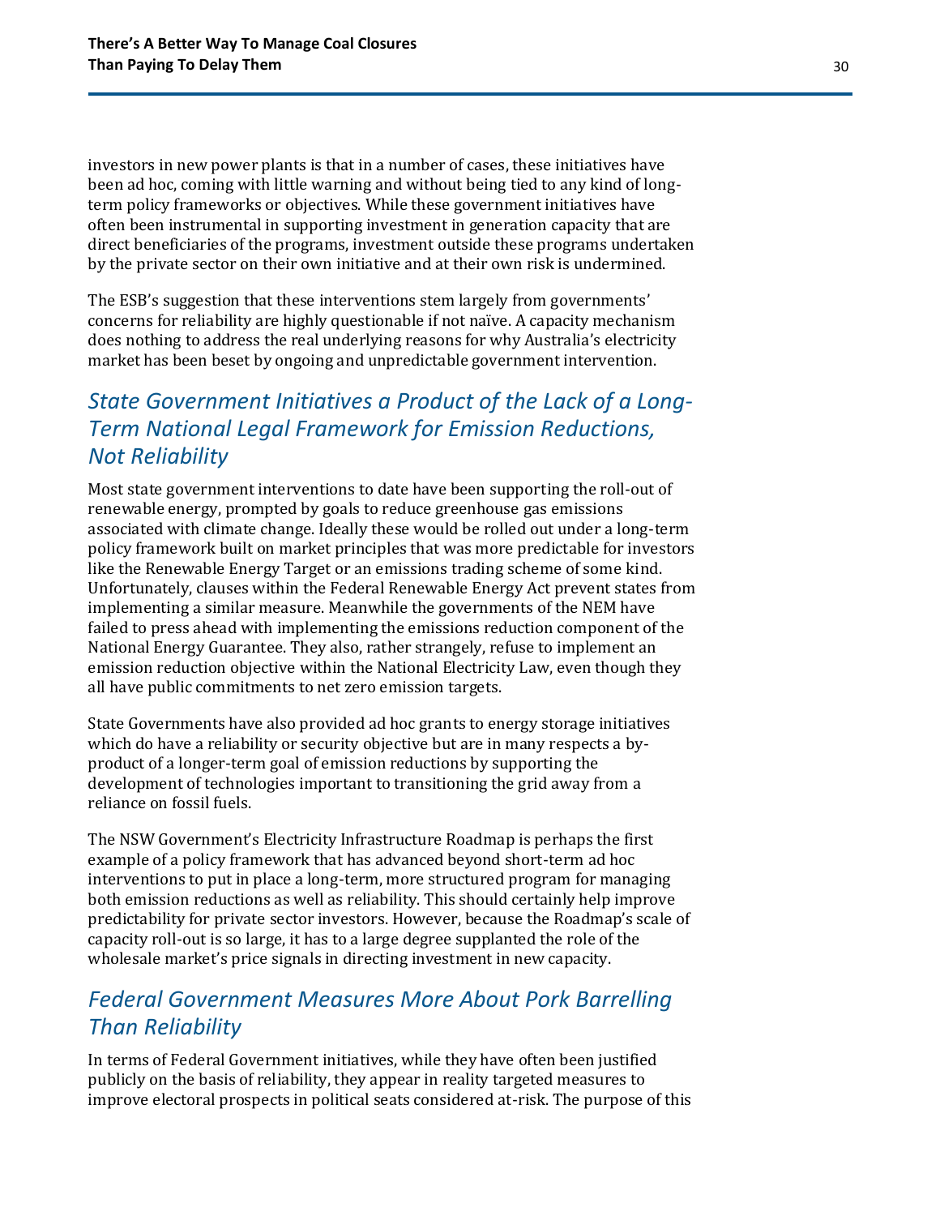investors in new power plants is that in a number of cases, these initiatives have been ad hoc, coming with little warning and without being tied to any kind of long-term policy frameworks or objectives. While these government initiatives have often been instrumental in supporting investment in generation capacity that are direct beneficiaries of the programs, investment outside these programs undertaken by the private sector on their own initiative and at their own risk is undermined.

The ESB's suggestion that these interventions stem largely from governments' concerns for reliability are highly questionable if not naïve. A capacity mechanism does nothing to address the real underlying reasons for why Australia's electricity market has been beset by ongoing and unpredictable government intervention.

## *State Government Initiatives a Product of the Lack of a Long-Term National Legal Framework for Emission Reductions, Not Reliability*

Most state government interventions to date have been supporting the roll-out of renewable energy, prompted by goals to reduce greenhouse gas emissions associated with climate change. Ideally these would be rolled out under a long-term policy framework built on market principles that was more predictable for investors like the Renewable Energy Target or an emissions trading scheme of some kind. Unfortunately, clauses within the Federal Renewable Energy Act prevent states from implementing a similar measure. Meanwhile the governments of the NEM have failed to press ahead with implementing the emissions reduction component of the National Energy Guarantee. They also, rather strangely, refuse to implement an emission reduction objective within the National Electricity Law, even though they all have public commitments to net zero emission targets.

State Governments have also provided ad hoc grants to energy storage initiatives which do have a reliability or security objective but are in many respects a by-product of a longer-term goal of emission reductions by supporting the development of technologies important to transitioning the grid away from a reliance on fossil fuels.

The NSW Government's Electricity Infrastructure Roadmap is perhaps the first example of a policy framework that has advanced beyond short-term ad hoc interventions to put in place a long-term, more structured program for managing both emission reductions as well as reliability. This should certainly help improve predictability for private sector investors. However, because the Roadmap's scale of capacity roll-out is so large, it has to a large degree supplanted the role of the wholesale market's price signals in directing investment in new capacity.

## *Federal Government Measures More About Pork Barrelling Than Reliability*

In terms of Federal Government initiatives, while they have often been justified publicly on the basis of reliability, they appear in reality targeted measures to improve electoral prospects in political seats considered at-risk. The purpose of this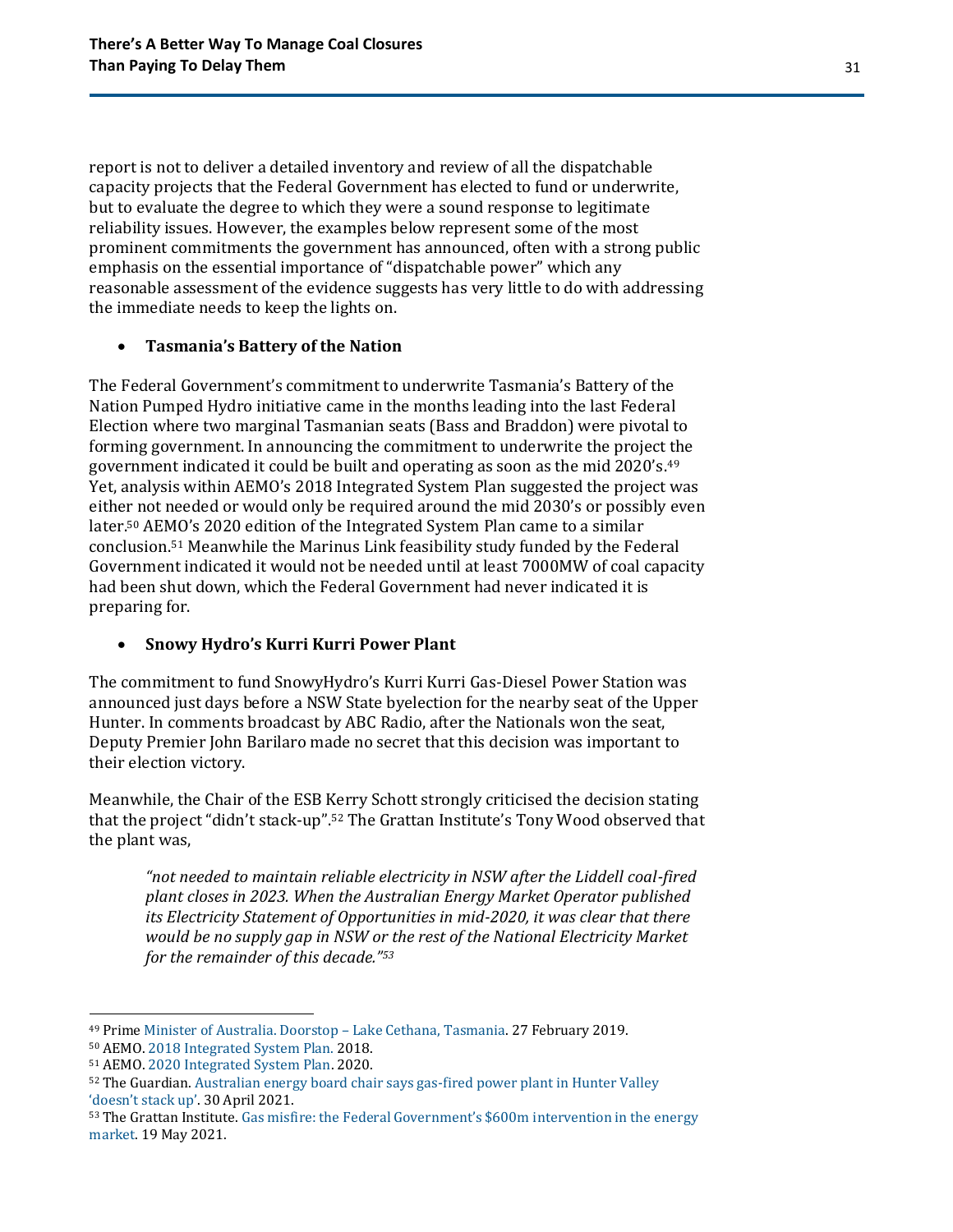report is not to deliver a detailed inventory and review of all the dispatchable capacity projects that the Federal Government has elected to fund or underwrite, but to evaluate the degree to which they were a sound response to legitimate reliability issues. However, the examples below represent some of the most prominent commitments the government has announced, often with a strong public emphasis on the essential importance of "dispatchable power" which any reasonable assessment of the evidence suggests has very little to do with addressing the immediate needs to keep the lights on.

- **Tasmania's Battery of the Nation**

The Federal Government's commitment to underwrite Tasmania's Battery of the Nation Pumped Hydro initiative came in the months leading into the last Federal Election where two marginal Tasmanian seats (Bass and Braddon) were pivotal to forming government. In announcing the commitment to underwrite the project the government indicated it could be built and operating as soon as the mid 2020's.[49] Yet, analysis within AEMO's 2018 Integrated System Plan suggested the project was either not needed or would only be required around the mid 2030's or possibly even later.[50] AEMO's 2020 edition of the Integrated System Plan came to a similar conclusion.[51] Meanwhile the Marinus Link feasibility study funded by the Federal Government indicated it would not be needed until at least 7000MW of coal capacity had been shut down, which the Federal Government had never indicated it is preparing for.

- **Snowy Hydro's Kurri Kurri Power Plant**

The commitment to fund SnowyHydro's Kurri Kurri Gas-Diesel Power Station was announced just days before a NSW State byelection for the nearby seat of the Upper Hunter. In comments broadcast by ABC Radio, after the Nationals won the seat, Deputy Premier John Barilaro made no secret that this decision was important to their election victory.

Meanwhile, the Chair of the ESB Kerry Schott strongly criticised the decision stating that the project "didn't stack-up".[52] The Grattan Institute's Tony Wood observed that the plant was,

> *"not needed to maintain reliable electricity in NSW after the Liddell coal-fired plant closes in 2023. When the Australian Energy Market Operator published its Electricity Statement of Opportunities in mid-2020, it was clear that there would be no supply gap in NSW or the rest of the National Electricity Market for the remainder of this decade."*[53]

---

[49] Prime Minister of Australia. Doorstop – Lake Cethana, Tasmania. 27 February 2019.

[50] AEMO. 2018 Integrated System Plan. 2018.

[51] AEMO. 2020 Integrated System Plan. 2020.

[52] The Guardian. Australian energy board chair says gas-fired power plant in Hunter Valley 'doesn't stack up'. 30 April 2021.

[53] The Grattan Institute. Gas misfire: the Federal Government's $600m intervention in the energy market. 19 May 2021.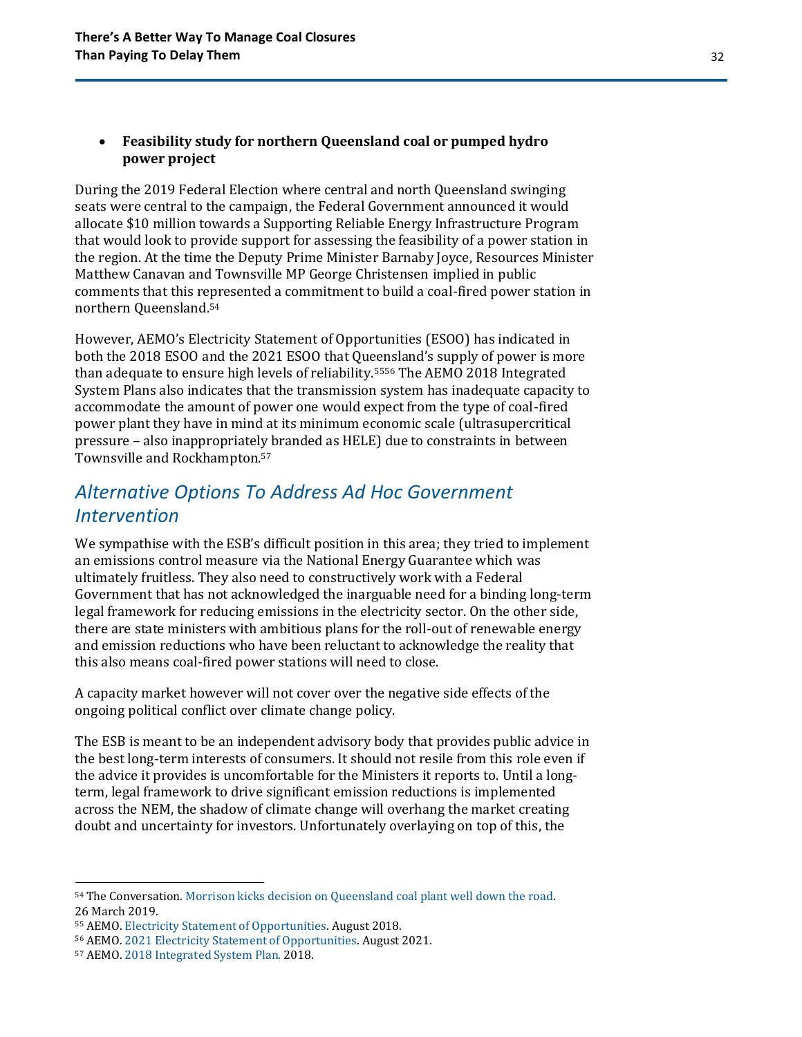- **Feasibility study for northern Queensland coal or pumped hydro power project**

During the 2019 Federal Election where central and north Queensland swinging seats were central to the campaign, the Federal Government announced it would allocate $10 million towards a Supporting Reliable Energy Infrastructure Program that would look to provide support for assessing the feasibility of a power station in the region. At the time the Deputy Prime Minister Barnaby Joyce, Resources Minister Matthew Canavan and Townsville MP George Christensen implied in public comments that this represented a commitment to build a coal-fired power station in northern Queensland.[54]

However, AEMO's Electricity Statement of Opportunities (ESOO) has indicated in both the 2018 ESOO and the 2021 ESOO that Queensland's supply of power is more than adequate to ensure high levels of reliability.[55][56] The AEMO 2018 Integrated System Plans also indicates that the transmission system has inadequate capacity to accommodate the amount of power one would expect from the type of coal-fired power plant they have in mind at its minimum economic scale (ultrasupercritical pressure – also inappropriately branded as HELE) due to constraints in between Townsville and Rockhampton.[57]

## *Alternative Options To Address Ad Hoc Government Intervention*

We sympathise with the ESB's difficult position in this area; they tried to implement an emissions control measure via the National Energy Guarantee which was ultimately fruitless. They also need to constructively work with a Federal Government that has not acknowledged the inarguable need for a binding long-term legal framework for reducing emissions in the electricity sector. On the other side, there are state ministers with ambitious plans for the roll-out of renewable energy and emission reductions who have been reluctant to acknowledge the reality that this also means coal-fired power stations will need to close.

A capacity market however will not cover over the negative side effects of the ongoing political conflict over climate change policy.

The ESB is meant to be an independent advisory body that provides public advice in the best long-term interests of consumers. It should not resile from this role even if the advice it provides is uncomfortable for the Ministers it reports to. Until a long-term, legal framework to drive significant emission reductions is implemented across the NEM, the shadow of climate change will overhang the market creating doubt and uncertainty for investors. Unfortunately overlaying on top of this, the

---

[54] The Conversation. Morrison kicks decision on Queensland coal plant well down the road. 26 March 2019.

[55] AEMO. Electricity Statement of Opportunities. August 2018.

[56] AEMO. 2021 Electricity Statement of Opportunities. August 2021.

[57] AEMO. 2018 Integrated System Plan. 2018.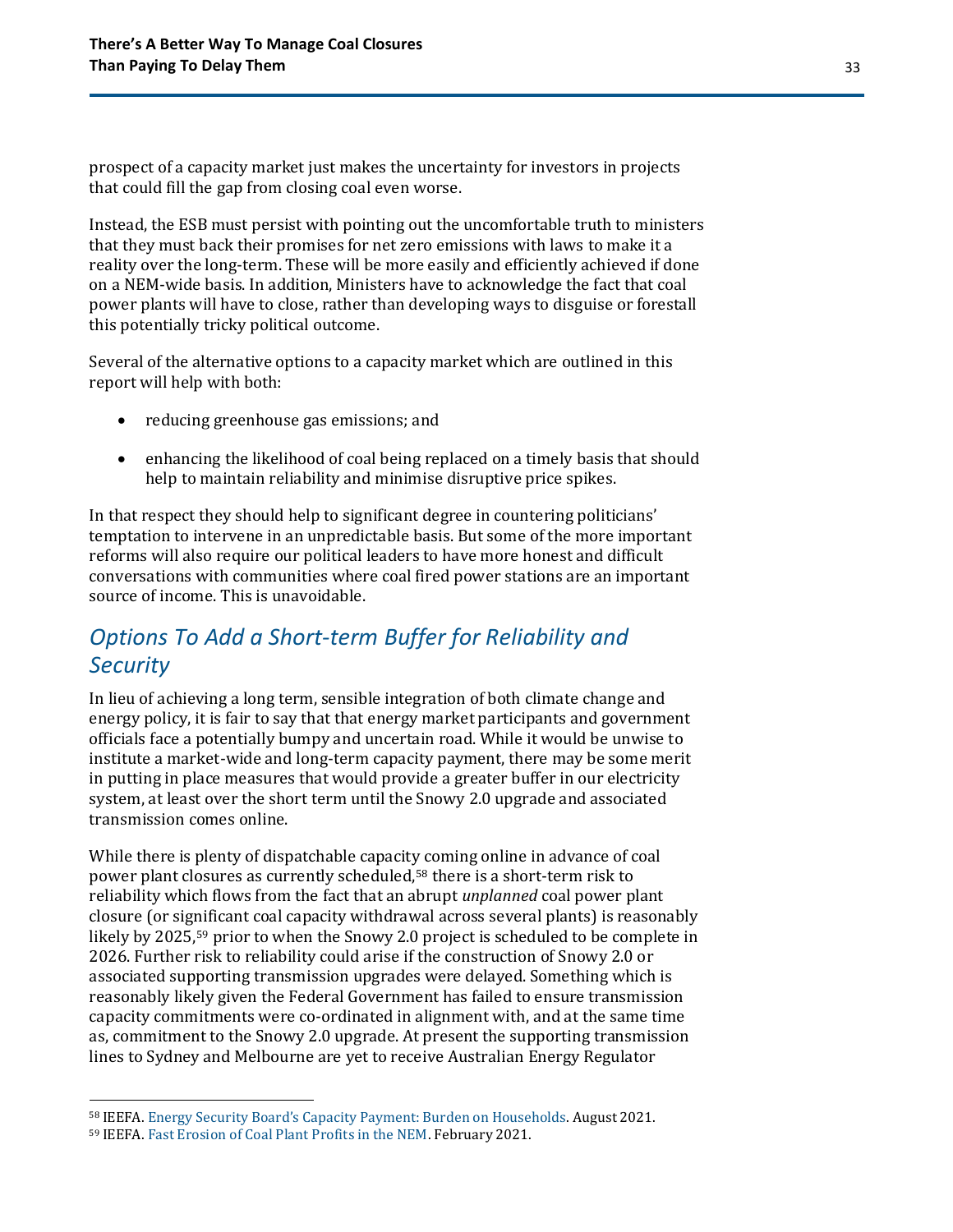prospect of a capacity market just makes the uncertainty for investors in projects that could fill the gap from closing coal even worse.

Instead, the ESB must persist with pointing out the uncomfortable truth to ministers that they must back their promises for net zero emissions with laws to make it a reality over the long-term. These will be more easily and efficiently achieved if done on a NEM-wide basis. In addition, Ministers have to acknowledge the fact that coal power plants will have to close, rather than developing ways to disguise or forestall this potentially tricky political outcome.

Several of the alternative options to a capacity market which are outlined in this report will help with both:

- reducing greenhouse gas emissions; and
- enhancing the likelihood of coal being replaced on a timely basis that should help to maintain reliability and minimise disruptive price spikes.

In that respect they should help to significant degree in countering politicians' temptation to intervene in an unpredictable basis. But some of the more important reforms will also require our political leaders to have more honest and difficult conversations with communities where coal fired power stations are an important source of income. This is unavoidable.

## *Options To Add a Short-term Buffer for Reliability and Security*

In lieu of achieving a long term, sensible integration of both climate change and energy policy, it is fair to say that that energy market participants and government officials face a potentially bumpy and uncertain road. While it would be unwise to institute a market-wide and long-term capacity payment, there may be some merit in putting in place measures that would provide a greater buffer in our electricity system, at least over the short term until the Snowy 2.0 upgrade and associated transmission comes online.

While there is plenty of dispatchable capacity coming online in advance of coal power plant closures as currently scheduled,[58] there is a short-term risk to reliability which flows from the fact that an abrupt *unplanned* coal power plant closure (or significant coal capacity withdrawal across several plants) is reasonably likely by 2025,[59] prior to when the Snowy 2.0 project is scheduled to be complete in 2026. Further risk to reliability could arise if the construction of Snowy 2.0 or associated supporting transmission upgrades were delayed. Something which is reasonably likely given the Federal Government has failed to ensure transmission capacity commitments were co-ordinated in alignment with, and at the same time as, commitment to the Snowy 2.0 upgrade. At present the supporting transmission lines to Sydney and Melbourne are yet to receive Australian Energy Regulator

[58] IEEFA. Energy Security Board's Capacity Payment: Burden on Households. August 2021.

[59] IEEFA. Fast Erosion of Coal Plant Profits in the NEM. February 2021.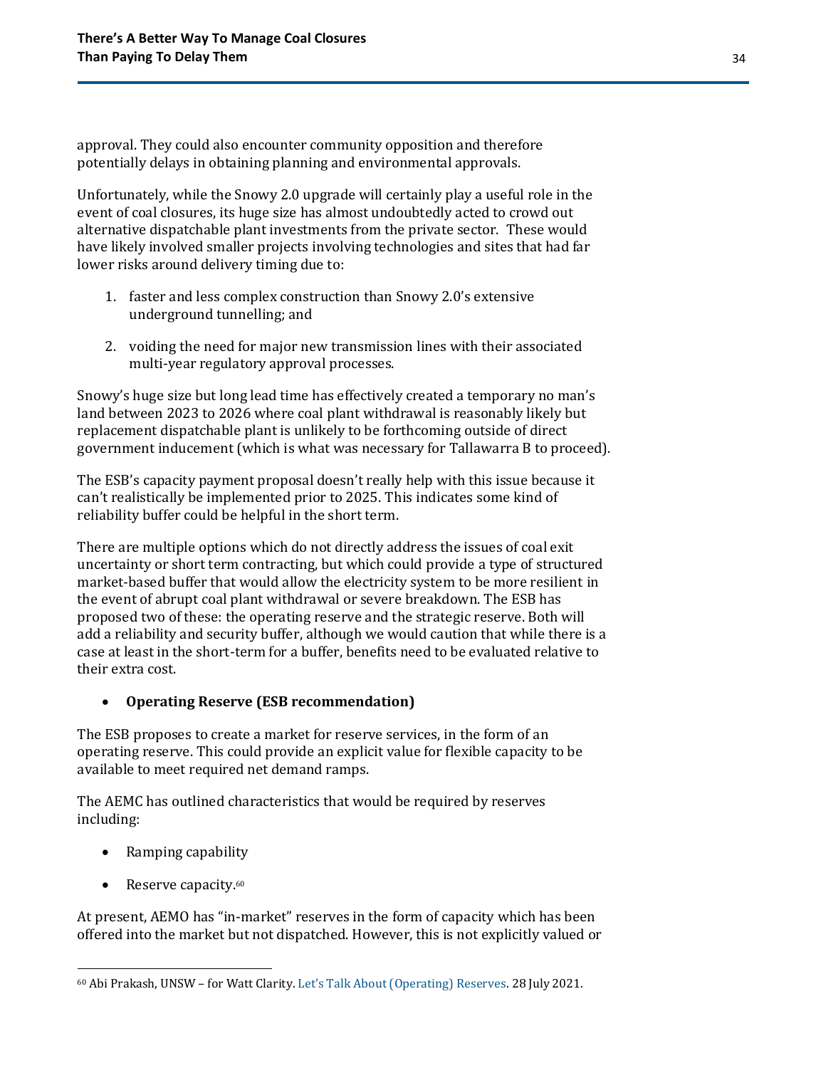approval. They could also encounter community opposition and therefore potentially delays in obtaining planning and environmental approvals.

Unfortunately, while the Snowy 2.0 upgrade will certainly play a useful role in the event of coal closures, its huge size has almost undoubtedly acted to crowd out alternative dispatchable plant investments from the private sector. These would have likely involved smaller projects involving technologies and sites that had far lower risks around delivery timing due to:

1. faster and less complex construction than Snowy 2.0's extensive underground tunnelling; and

2. voiding the need for major new transmission lines with their associated multi-year regulatory approval processes.

Snowy's huge size but long lead time has effectively created a temporary no man's land between 2023 to 2026 where coal plant withdrawal is reasonably likely but replacement dispatchable plant is unlikely to be forthcoming outside of direct government inducement (which is what was necessary for Tallawarra B to proceed).

The ESB's capacity payment proposal doesn't really help with this issue because it can't realistically be implemented prior to 2025. This indicates some kind of reliability buffer could be helpful in the short term.

There are multiple options which do not directly address the issues of coal exit uncertainty or short term contracting, but which could provide a type of structured market-based buffer that would allow the electricity system to be more resilient in the event of abrupt coal plant withdrawal or severe breakdown. The ESB has proposed two of these: the operating reserve and the strategic reserve. Both will add a reliability and security buffer, although we would caution that while there is a case at least in the short-term for a buffer, benefits need to be evaluated relative to their extra cost.

- **Operating Reserve (ESB recommendation)**

The ESB proposes to create a market for reserve services, in the form of an operating reserve. This could provide an explicit value for flexible capacity to be available to meet required net demand ramps.

The AEMC has outlined characteristics that would be required by reserves including:

- Ramping capability
- Reserve capacity.[60]

At present, AEMO has "in-market" reserves in the form of capacity which has been offered into the market but not dispatched. However, this is not explicitly valued or

[60] Abi Prakash, UNSW – for Watt Clarity. Let's Talk About (Operating) Reserves. 28 July 2021.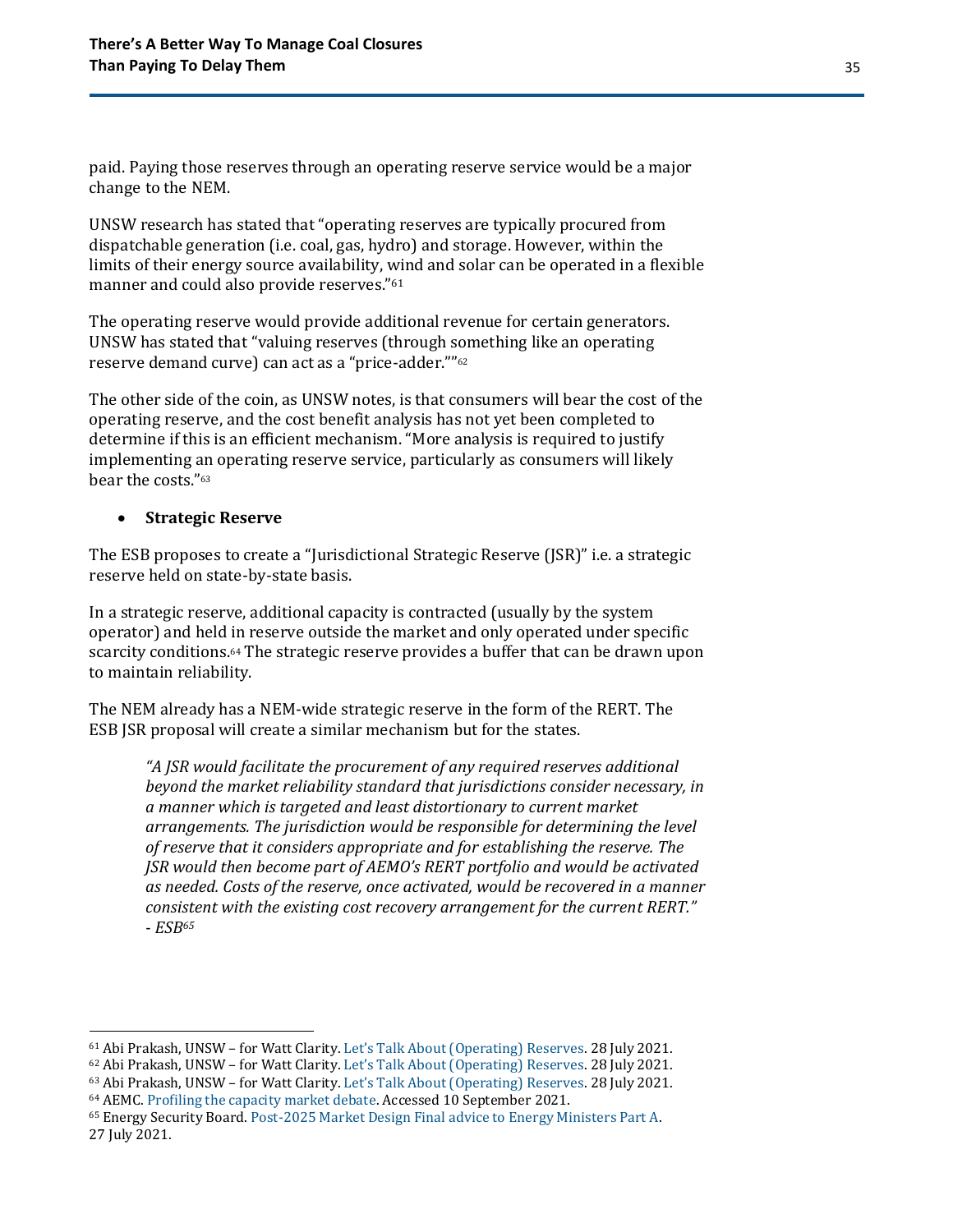paid. Paying those reserves through an operating reserve service would be a major change to the NEM.

UNSW research has stated that "operating reserves are typically procured from dispatchable generation (i.e. coal, gas, hydro) and storage. However, within the limits of their energy source availability, wind and solar can be operated in a flexible manner and could also provide reserves."[61]

The operating reserve would provide additional revenue for certain generators. UNSW has stated that "valuing reserves (through something like an operating reserve demand curve) can act as a "price-adder.""[62]

The other side of the coin, as UNSW notes, is that consumers will bear the cost of the operating reserve, and the cost benefit analysis has not yet been completed to determine if this is an efficient mechanism. "More analysis is required to justify implementing an operating reserve service, particularly as consumers will likely bear the costs."[63]

- **Strategic Reserve**

The ESB proposes to create a "Jurisdictional Strategic Reserve (JSR)" i.e. a strategic reserve held on state-by-state basis.

In a strategic reserve, additional capacity is contracted (usually by the system operator) and held in reserve outside the market and only operated under specific scarcity conditions.[64] The strategic reserve provides a buffer that can be drawn upon to maintain reliability.

The NEM already has a NEM-wide strategic reserve in the form of the RERT. The ESB JSR proposal will create a similar mechanism but for the states.

> *"A JSR would facilitate the procurement of any required reserves additional beyond the market reliability standard that jurisdictions consider necessary, in a manner which is targeted and least distortionary to current market arrangements. The jurisdiction would be responsible for determining the level of reserve that it considers appropriate and for establishing the reserve. The JSR would then become part of AEMO's RERT portfolio and would be activated as needed. Costs of the reserve, once activated, would be recovered in a manner consistent with the existing cost recovery arrangement for the current RERT."*
> *- ESB[65]*

---

[61] Abi Prakash, UNSW – for Watt Clarity. Let's Talk About (Operating) Reserves. 28 July 2021.
[62] Abi Prakash, UNSW – for Watt Clarity. Let's Talk About (Operating) Reserves. 28 July 2021.
[63] Abi Prakash, UNSW – for Watt Clarity. Let's Talk About (Operating) Reserves. 28 July 2021.
[64] AEMC. Profiling the capacity market debate. Accessed 10 September 2021.
[65] Energy Security Board. Post-2025 Market Design Final advice to Energy Ministers Part A. 27 July 2021.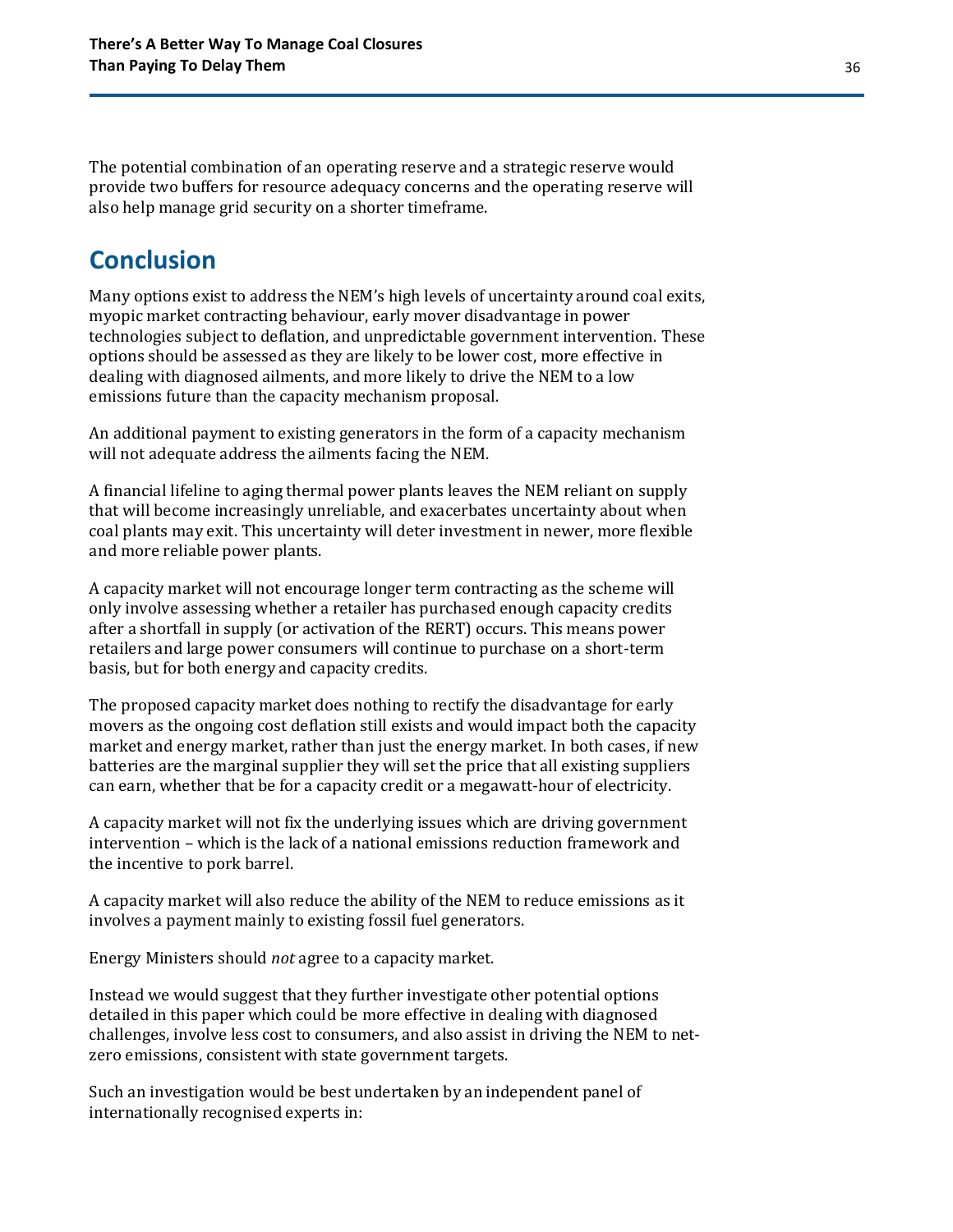The potential combination of an operating reserve and a strategic reserve would provide two buffers for resource adequacy concerns and the operating reserve will also help manage grid security on a shorter timeframe.

## Conclusion

Many options exist to address the NEM's high levels of uncertainty around coal exits, myopic market contracting behaviour, early mover disadvantage in power technologies subject to deflation, and unpredictable government intervention. These options should be assessed as they are likely to be lower cost, more effective in dealing with diagnosed ailments, and more likely to drive the NEM to a low emissions future than the capacity mechanism proposal.

An additional payment to existing generators in the form of a capacity mechanism will not adequate address the ailments facing the NEM.

A financial lifeline to aging thermal power plants leaves the NEM reliant on supply that will become increasingly unreliable, and exacerbates uncertainty about when coal plants may exit. This uncertainty will deter investment in newer, more flexible and more reliable power plants.

A capacity market will not encourage longer term contracting as the scheme will only involve assessing whether a retailer has purchased enough capacity credits after a shortfall in supply (or activation of the RERT) occurs. This means power retailers and large power consumers will continue to purchase on a short-term basis, but for both energy and capacity credits.

The proposed capacity market does nothing to rectify the disadvantage for early movers as the ongoing cost deflation still exists and would impact both the capacity market and energy market, rather than just the energy market. In both cases, if new batteries are the marginal supplier they will set the price that all existing suppliers can earn, whether that be for a capacity credit or a megawatt-hour of electricity.

A capacity market will not fix the underlying issues which are driving government intervention – which is the lack of a national emissions reduction framework and the incentive to pork barrel.

A capacity market will also reduce the ability of the NEM to reduce emissions as it involves a payment mainly to existing fossil fuel generators.

Energy Ministers should *not* agree to a capacity market.

Instead we would suggest that they further investigate other potential options detailed in this paper which could be more effective in dealing with diagnosed challenges, involve less cost to consumers, and also assist in driving the NEM to net-zero emissions, consistent with state government targets.

Such an investigation would be best undertaken by an independent panel of internationally recognised experts in: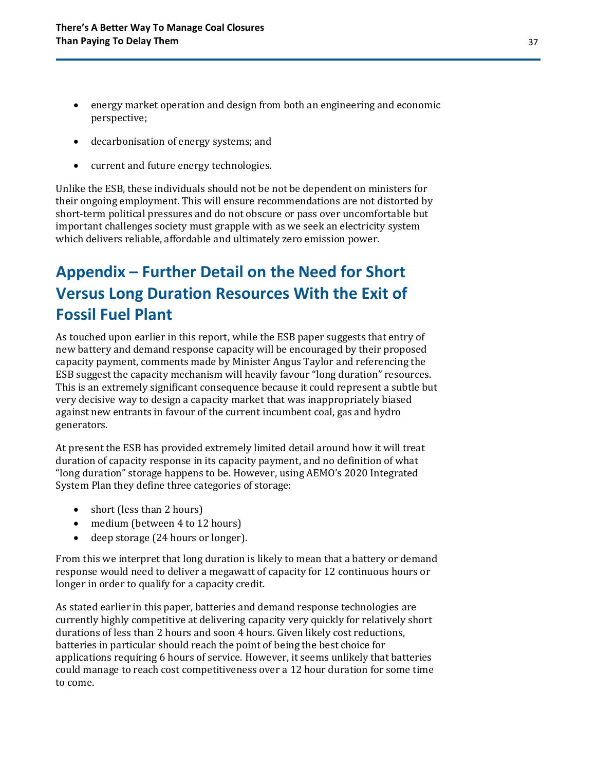- energy market operation and design from both an engineering and economic perspective;
- decarbonisation of energy systems; and
- current and future energy technologies.

Unlike the ESB, these individuals should not be not be dependent on ministers for their ongoing employment. This will ensure recommendations are not distorted by short-term political pressures and do not obscure or pass over uncomfortable but important challenges society must grapple with as we seek an electricity system which delivers reliable, affordable and ultimately zero emission power.

# Appendix – Further Detail on the Need for Short Versus Long Duration Resources With the Exit of Fossil Fuel Plant

As touched upon earlier in this report, while the ESB paper suggests that entry of new battery and demand response capacity will be encouraged by their proposed capacity payment, comments made by Minister Angus Taylor and referencing the ESB suggest the capacity mechanism will heavily favour "long duration" resources. This is an extremely significant consequence because it could represent a subtle but very decisive way to design a capacity market that was inappropriately biased against new entrants in favour of the current incumbent coal, gas and hydro generators.

At present the ESB has provided extremely limited detail around how it will treat duration of capacity response in its capacity payment, and no definition of what "long duration" storage happens to be. However, using AEMO's 2020 Integrated System Plan they define three categories of storage:

- short (less than 2 hours)
- medium (between 4 to 12 hours)
- deep storage (24 hours or longer).

From this we interpret that long duration is likely to mean that a battery or demand response would need to deliver a megawatt of capacity for 12 continuous hours or longer in order to qualify for a capacity credit.

As stated earlier in this paper, batteries and demand response technologies are currently highly competitive at delivering capacity very quickly for relatively short durations of less than 2 hours and soon 4 hours. Given likely cost reductions, batteries in particular should reach the point of being the best choice for applications requiring 6 hours of service. However, it seems unlikely that batteries could manage to reach cost competitiveness over a 12 hour duration for some time to come.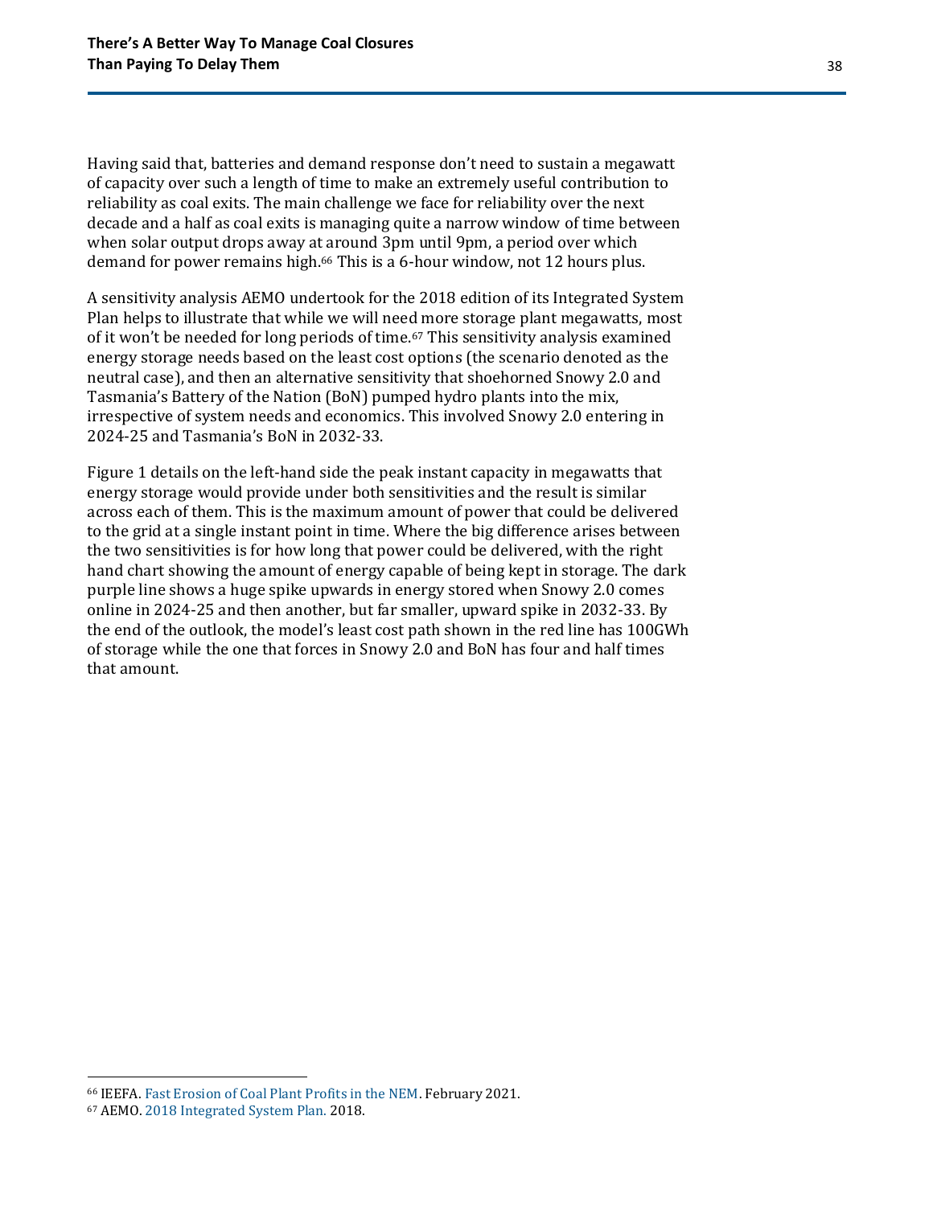Having said that, batteries and demand response don't need to sustain a megawatt of capacity over such a length of time to make an extremely useful contribution to reliability as coal exits. The main challenge we face for reliability over the next decade and a half as coal exits is managing quite a narrow window of time between when solar output drops away at around 3pm until 9pm, a period over which demand for power remains high.[66] This is a 6-hour window, not 12 hours plus.

A sensitivity analysis AEMO undertook for the 2018 edition of its Integrated System Plan helps to illustrate that while we will need more storage plant megawatts, most of it won't be needed for long periods of time.[67] This sensitivity analysis examined energy storage needs based on the least cost options (the scenario denoted as the neutral case), and then an alternative sensitivity that shoehorned Snowy 2.0 and Tasmania's Battery of the Nation (BoN) pumped hydro plants into the mix, irrespective of system needs and economics. This involved Snowy 2.0 entering in 2024-25 and Tasmania's BoN in 2032-33.

Figure 1 details on the left-hand side the peak instant capacity in megawatts that energy storage would provide under both sensitivities and the result is similar across each of them. This is the maximum amount of power that could be delivered to the grid at a single instant point in time. Where the big difference arises between the two sensitivities is for how long that power could be delivered, with the right hand chart showing the amount of energy capable of being kept in storage. The dark purple line shows a huge spike upwards in energy stored when Snowy 2.0 comes online in 2024-25 and then another, but far smaller, upward spike in 2032-33. By the end of the outlook, the model's least cost path shown in the red line has 100GWh of storage while the one that forces in Snowy 2.0 and BoN has four and half times that amount.

[66] IEEFA. Fast Erosion of Coal Plant Profits in the NEM. February 2021.

[67] AEMO. 2018 Integrated System Plan. 2018.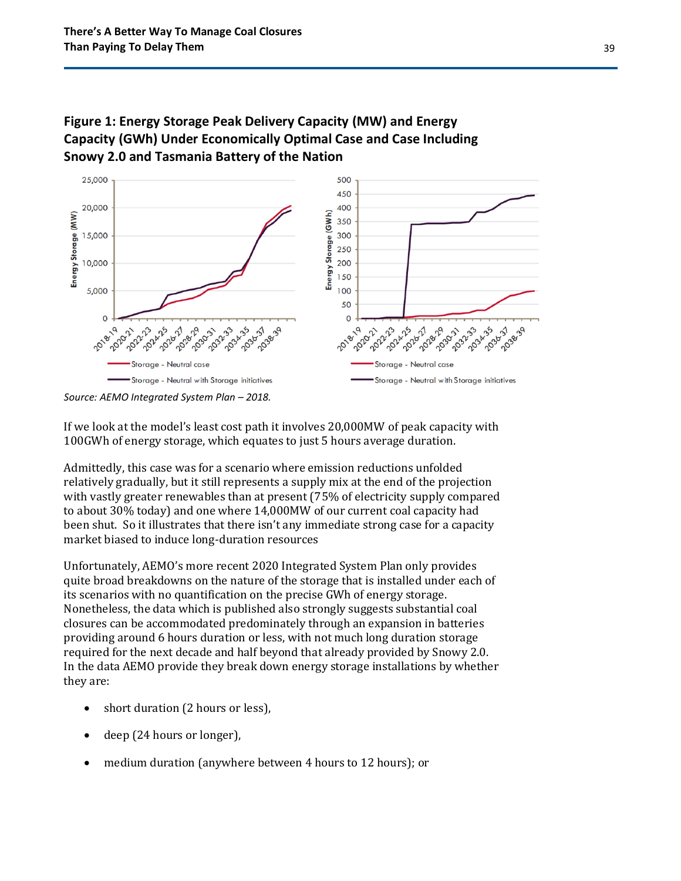**Figure 1: Energy Storage Peak Delivery Capacity (MW) and Energy Capacity (GWh) Under Economically Optimal Case and Case Including Snowy 2.0 and Tasmania Battery of the Nation**

*Source: AEMO Integrated System Plan – 2018.*

If we look at the model's least cost path it involves 20,000MW of peak capacity with 100GWh of energy storage, which equates to just 5 hours average duration.

Admittedly, this case was for a scenario where emission reductions unfolded relatively gradually, but it still represents a supply mix at the end of the projection with vastly greater renewables than at present (75% of electricity supply compared to about 30% today) and one where 14,000MW of our current coal capacity had been shut. So it illustrates that there isn't any immediate strong case for a capacity market biased to induce long-duration resources

Unfortunately, AEMO's more recent 2020 Integrated System Plan only provides quite broad breakdowns on the nature of the storage that is installed under each of its scenarios with no quantification on the precise GWh of energy storage. Nonetheless, the data which is published also strongly suggests substantial coal closures can be accommodated predominately through an expansion in batteries providing around 6 hours duration or less, with not much long duration storage required for the next decade and half beyond that already provided by Snowy 2.0. In the data AEMO provide they break down energy storage installations by whether they are:

- short duration (2 hours or less),
- deep (24 hours or longer),
- medium duration (anywhere between 4 hours to 12 hours); or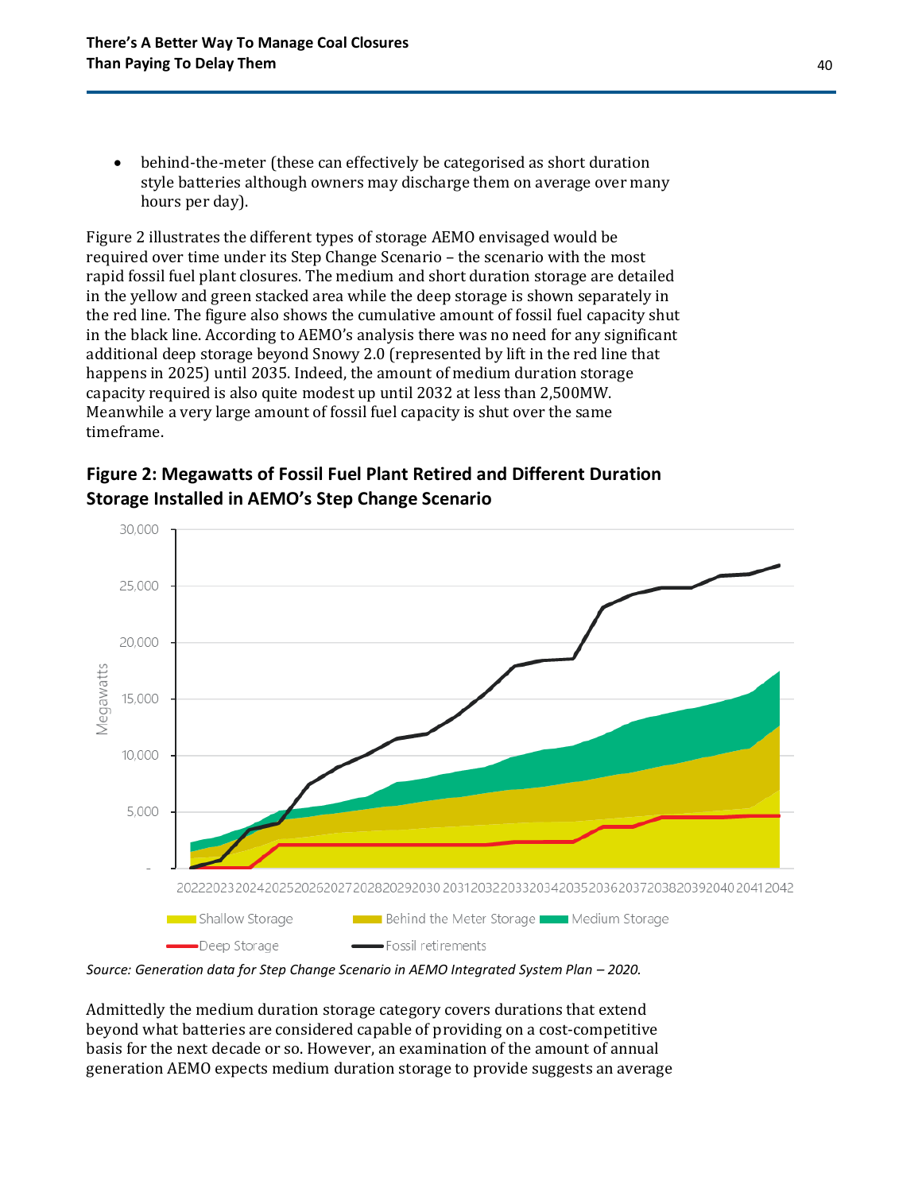- behind-the-meter (these can effectively be categorised as short duration style batteries although owners may discharge them on average over many hours per day).

Figure 2 illustrates the different types of storage AEMO envisaged would be required over time under its Step Change Scenario – the scenario with the most rapid fossil fuel plant closures. The medium and short duration storage are detailed in the yellow and green stacked area while the deep storage is shown separately in the red line. The figure also shows the cumulative amount of fossil fuel capacity shut in the black line. According to AEMO's analysis there was no need for any significant additional deep storage beyond Snowy 2.0 (represented by lift in the red line that happens in 2025) until 2035. Indeed, the amount of medium duration storage capacity required is also quite modest up until 2032 at less than 2,500MW. Meanwhile a very large amount of fossil fuel capacity is shut over the same timeframe.

## Figure 2: Megawatts of Fossil Fuel Plant Retired and Different Duration Storage Installed in AEMO's Step Change Scenario

*Source: Generation data for Step Change Scenario in AEMO Integrated System Plan – 2020.*

Admittedly the medium duration storage category covers durations that extend beyond what batteries are considered capable of providing on a cost-competitive basis for the next decade or so. However, an examination of the amount of annual generation AEMO expects medium duration storage to provide suggests an average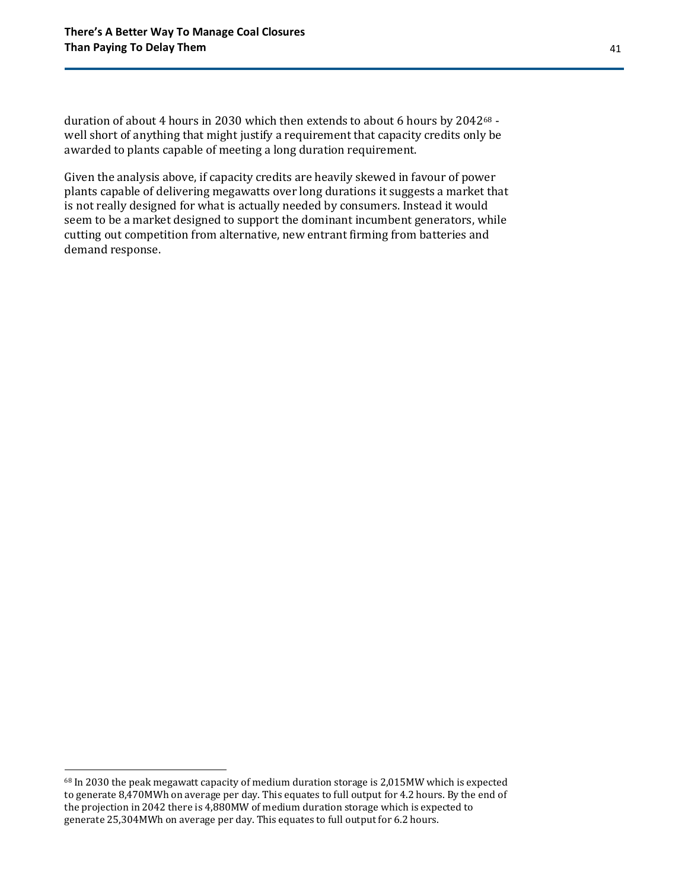duration of about 4 hours in 2030 which then extends to about 6 hours by 2042[68] - well short of anything that might justify a requirement that capacity credits only be awarded to plants capable of meeting a long duration requirement.

Given the analysis above, if capacity credits are heavily skewed in favour of power plants capable of delivering megawatts over long durations it suggests a market that is not really designed for what is actually needed by consumers. Instead it would seem to be a market designed to support the dominant incumbent generators, while cutting out competition from alternative, new entrant firming from batteries and demand response.

[68] In 2030 the peak megawatt capacity of medium duration storage is 2,015MW which is expected to generate 8,470MWh on average per day. This equates to full output for 4.2 hours. By the end of the projection in 2042 there is 4,880MW of medium duration storage which is expected to generate 25,304MWh on average per day. This equates to full output for 6.2 hours.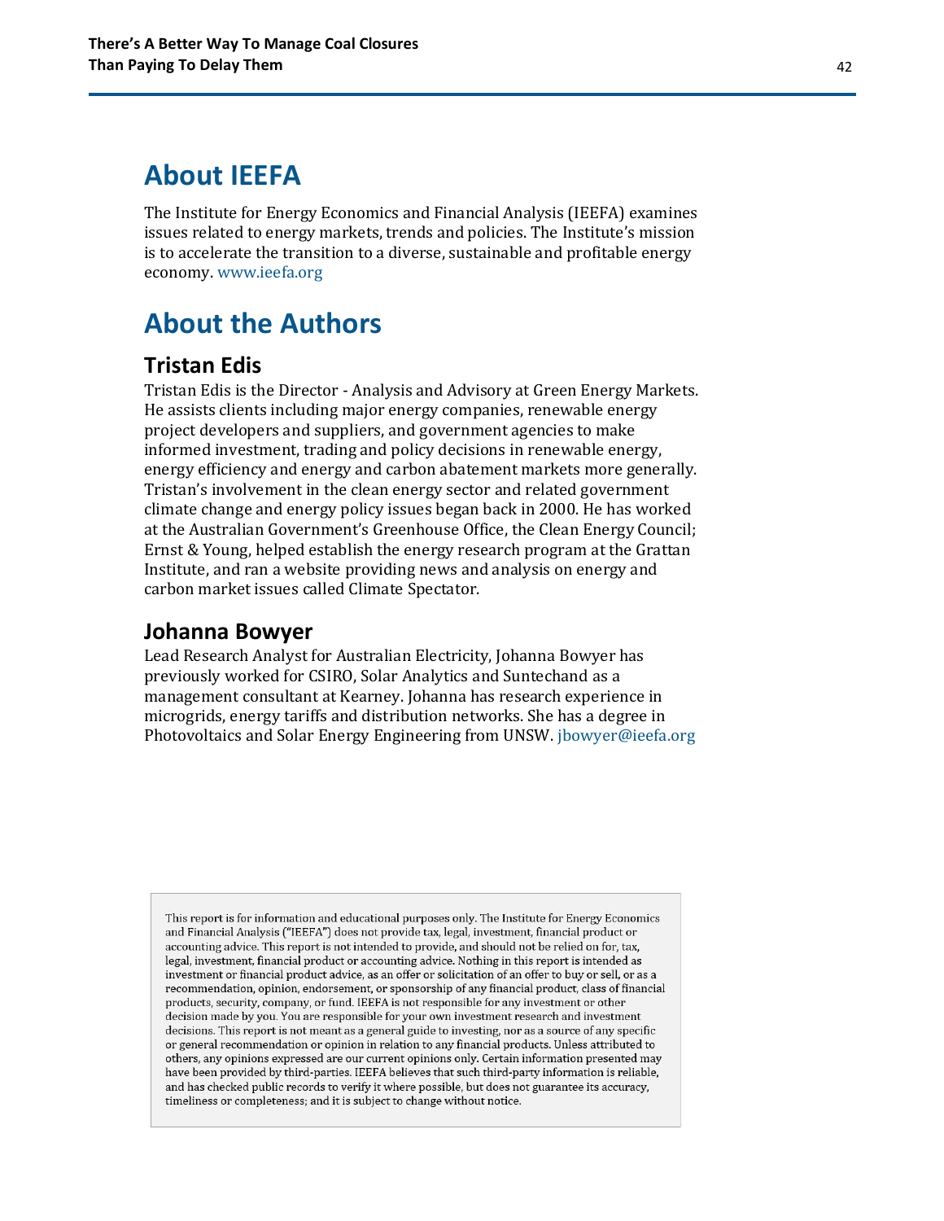# About IEEFA

The Institute for Energy Economics and Financial Analysis (IEEFA) examines issues related to energy markets, trends and policies. The Institute's mission is to accelerate the transition to a diverse, sustainable and profitable energy economy. www.ieefa.org

# About the Authors

## Tristan Edis

Tristan Edis is the Director - Analysis and Advisory at Green Energy Markets. He assists clients including major energy companies, renewable energy project developers and suppliers, and government agencies to make informed investment, trading and policy decisions in renewable energy, energy efficiency and energy and carbon abatement markets more generally. Tristan's involvement in the clean energy sector and related government climate change and energy policy issues began back in 2000. He has worked at the Australian Government's Greenhouse Office, the Clean Energy Council; Ernst & Young, helped establish the energy research program at the Grattan Institute, and ran a website providing news and analysis on energy and carbon market issues called Climate Spectator.

## Johanna Bowyer

Lead Research Analyst for Australian Electricity, Johanna Bowyer has previously worked for CSIRO, Solar Analytics and Suntechand as a management consultant at Kearney. Johanna has research experience in microgrids, energy tariffs and distribution networks. She has a degree in Photovoltaics and Solar Energy Engineering from UNSW. jbowyer@ieefa.org

This report is for information and educational purposes only. The Institute for Energy Economics and Financial Analysis ("IEEFA") does not provide tax, legal, investment, financial product or accounting advice. This report is not intended to provide, and should not be relied on for, tax, legal, investment, financial product or accounting advice. Nothing in this report is intended as investment or financial product advice, as an offer or solicitation of an offer to buy or sell, or as a recommendation, opinion, endorsement, or sponsorship of any financial product, class of financial products, security, company, or fund. IEEFA is not responsible for any investment or other decision made by you. You are responsible for your own investment research and investment decisions. This report is not meant as a general guide to investing, nor as a source of any specific or general recommendation or opinion in relation to any financial products. Unless attributed to others, any opinions expressed are our current opinions only. Certain information presented may have been provided by third-parties. IEEFA believes that such third-party information is reliable, and has checked public records to verify it where possible, but does not guarantee its accuracy, timeliness or completeness; and it is subject to change without notice.